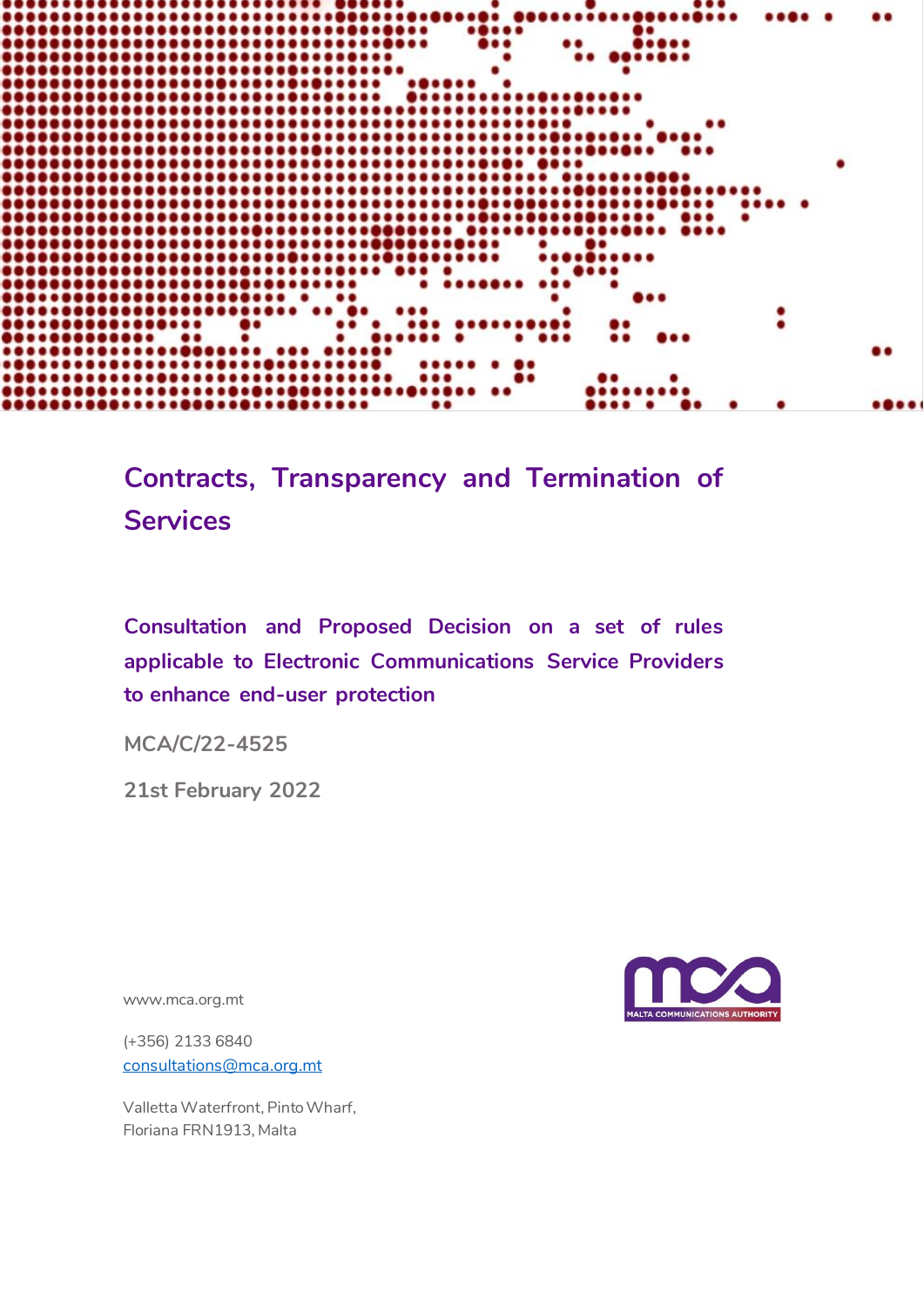# Contracts, Transparency and Termination of Services

## Consultation and Proposed Decision on a set of rules applicable to Electronic Communications Service Providers to enhance end-user protection

MCA/C/22-4525

21st February 2022

www.mca.org.mt

(+356) 2133 6840
consultations@mca.org.mt

Valletta Waterfront, Pinto Wharf,
Floriana FRN1913, Malta

MALTA COMMUNICATIONS AUTHORITY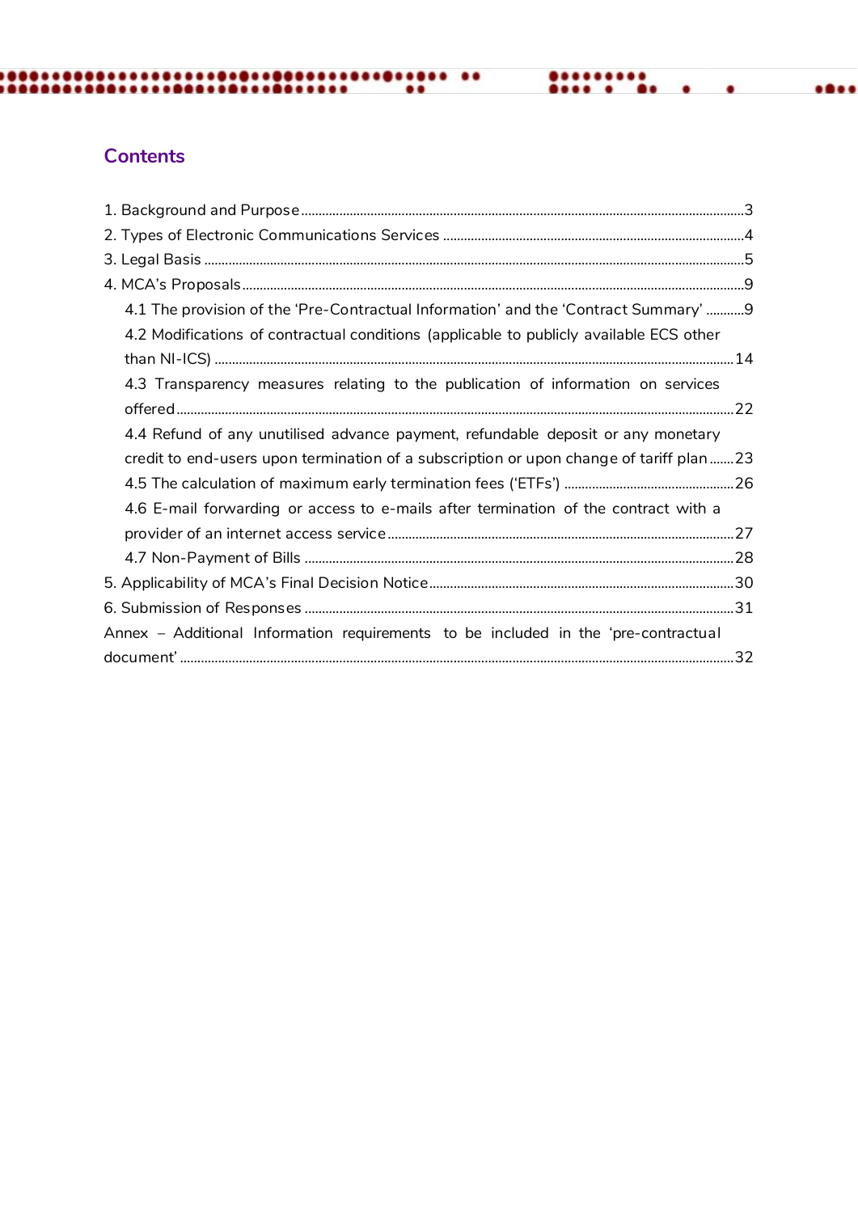## Contents

1. Background and Purpose ..... 3
2. Types of Electronic Communications Services ..... 4
3. Legal Basis ..... 5
4. MCA's Proposals ..... 9
    - 4.1 The provision of the 'Pre-Contractual Information' and the 'Contract Summary' ..... 9
    - 4.2 Modifications of contractual conditions (applicable to publicly available ECS other than NI-ICS) ..... 14
    - 4.3 Transparency measures relating to the publication of information on services offered ..... 22
    - 4.4 Refund of any unutilised advance payment, refundable deposit or any monetary credit to end-users upon termination of a subscription or upon change of tariff plan ..... 23
    - 4.5 The calculation of maximum early termination fees ('ETFs') ..... 26
    - 4.6 E-mail forwarding or access to e-mails after termination of the contract with a provider of an internet access service ..... 27
    - 4.7 Non-Payment of Bills ..... 28
5. Applicability of MCA's Final Decision Notice ..... 30
6. Submission of Responses ..... 31

Annex – Additional Information requirements to be included in the 'pre-contractual document' ..... 32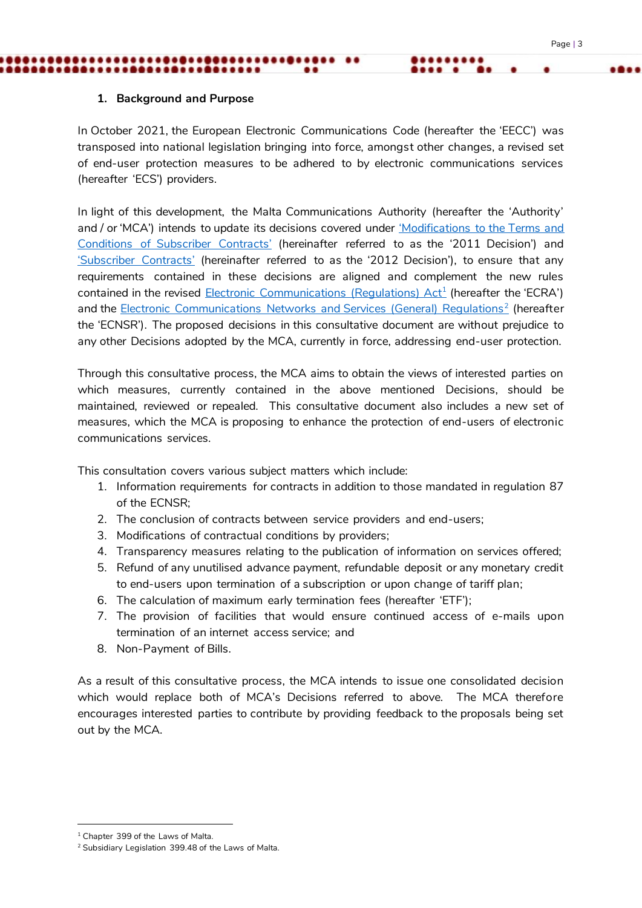## 1. Background and Purpose

In October 2021, the European Electronic Communications Code (hereafter the 'EECC') was transposed into national legislation bringing into force, amongst other changes, a revised set of end-user protection measures to be adhered to by electronic communications services (hereafter 'ECS') providers.

In light of this development, the Malta Communications Authority (hereafter the 'Authority' and / or 'MCA') intends to update its decisions covered under 'Modifications to the Terms and Conditions of Subscriber Contracts' (hereinafter referred to as the '2011 Decision') and 'Subscriber Contracts' (hereinafter referred to as the '2012 Decision'), to ensure that any requirements contained in these decisions are aligned and complement the new rules contained in the revised Electronic Communications (Regulations) Act[1] (hereafter the 'ECRA') and the Electronic Communications Networks and Services (General) Regulations[2] (hereafter the 'ECNSR'). The proposed decisions in this consultative document are without prejudice to any other Decisions adopted by the MCA, currently in force, addressing end-user protection.

Through this consultative process, the MCA aims to obtain the views of interested parties on which measures, currently contained in the above mentioned Decisions, should be maintained, reviewed or repealed. This consultative document also includes a new set of measures, which the MCA is proposing to enhance the protection of end-users of electronic communications services.

This consultation covers various subject matters which include:

1. Information requirements for contracts in addition to those mandated in regulation 87 of the ECNSR;
2. The conclusion of contracts between service providers and end-users;
3. Modifications of contractual conditions by providers;
4. Transparency measures relating to the publication of information on services offered;
5. Refund of any unutilised advance payment, refundable deposit or any monetary credit to end-users upon termination of a subscription or upon change of tariff plan;
6. The calculation of maximum early termination fees (hereafter 'ETF');
7. The provision of facilities that would ensure continued access of e-mails upon termination of an internet access service; and
8. Non-Payment of Bills.

As a result of this consultative process, the MCA intends to issue one consolidated decision which would replace both of MCA's Decisions referred to above. The MCA therefore encourages interested parties to contribute by providing feedback to the proposals being set out by the MCA.

[1] Chapter 399 of the Laws of Malta.

[2] Subsidiary Legislation 399.48 of the Laws of Malta.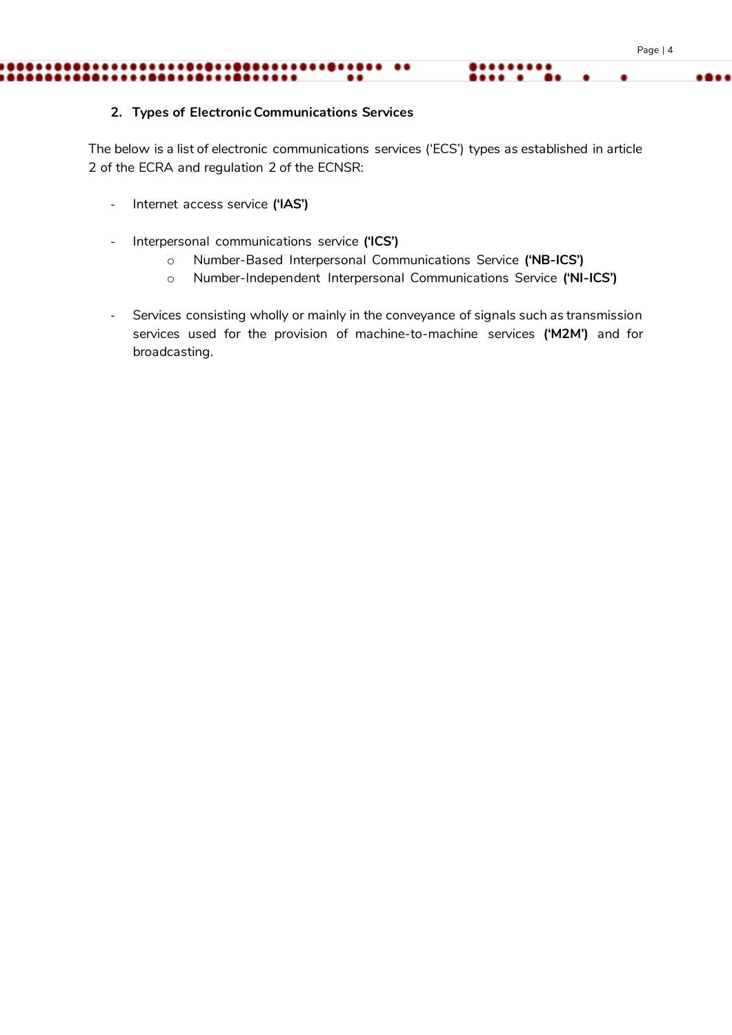## 2. Types of Electronic Communications Services

The below is a list of electronic communications services ('ECS') types as established in article 2 of the ECRA and regulation 2 of the ECNSR:

- Internet access service **('IAS')**

- Interpersonal communications service **('ICS')**
  - Number-Based Interpersonal Communications Service **('NB-ICS')**
  - Number-Independent Interpersonal Communications Service **('NI-ICS')**

- Services consisting wholly or mainly in the conveyance of signals such as transmission services used for the provision of machine-to-machine services **('M2M')** and for broadcasting.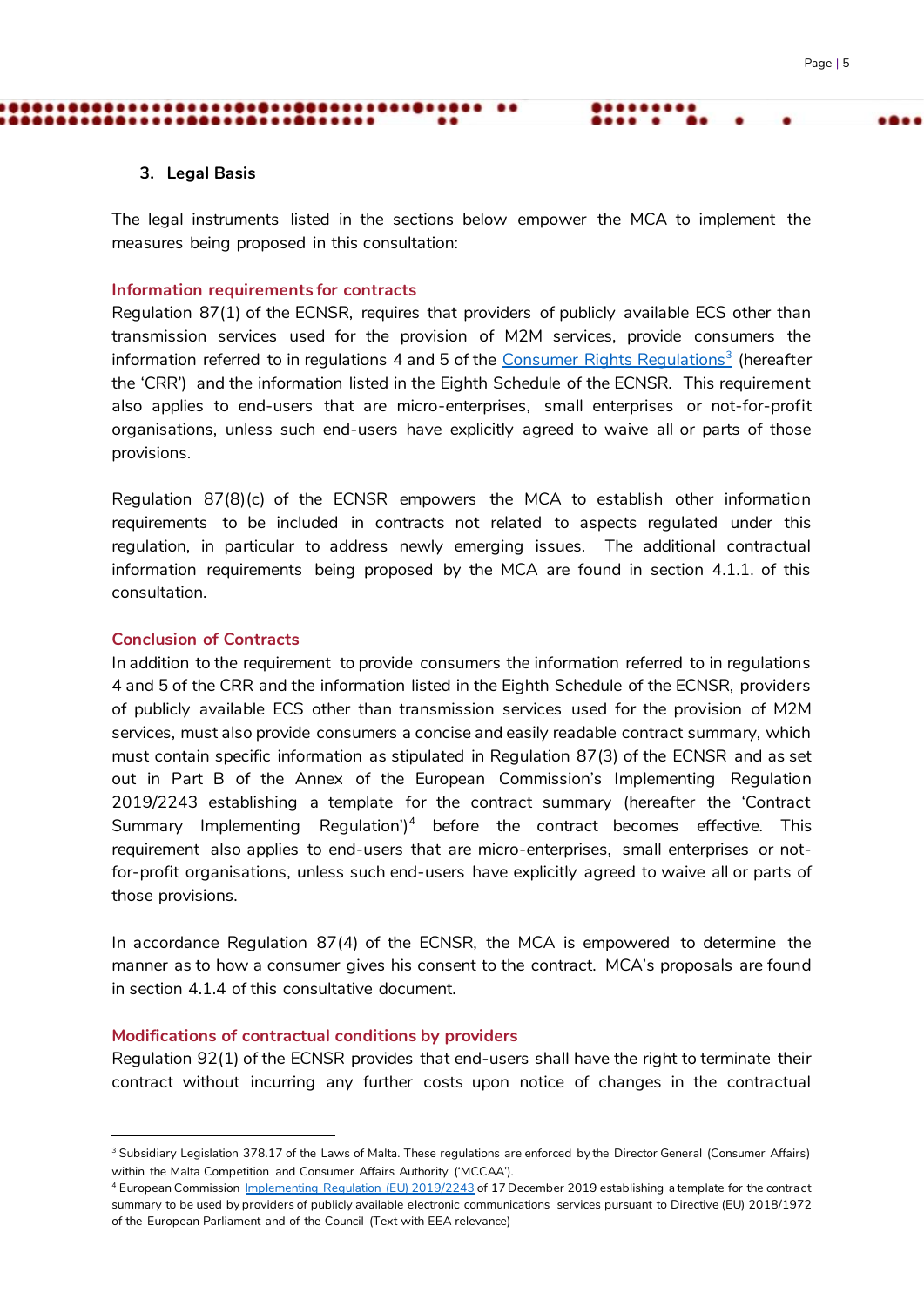## 3. Legal Basis

The legal instruments listed in the sections below empower the MCA to implement the measures being proposed in this consultation:

### Information requirements for contracts

Regulation 87(1) of the ECNSR, requires that providers of publicly available ECS other than transmission services used for the provision of M2M services, provide consumers the information referred to in regulations 4 and 5 of the Consumer Rights Regulations[3] (hereafter the 'CRR') and the information listed in the Eighth Schedule of the ECNSR. This requirement also applies to end-users that are micro-enterprises, small enterprises or not-for-profit organisations, unless such end-users have explicitly agreed to waive all or parts of those provisions.

Regulation 87(8)(c) of the ECNSR empowers the MCA to establish other information requirements to be included in contracts not related to aspects regulated under this regulation, in particular to address newly emerging issues. The additional contractual information requirements being proposed by the MCA are found in section 4.1.1. of this consultation.

### Conclusion of Contracts

In addition to the requirement to provide consumers the information referred to in regulations 4 and 5 of the CRR and the information listed in the Eighth Schedule of the ECNSR, providers of publicly available ECS other than transmission services used for the provision of M2M services, must also provide consumers a concise and easily readable contract summary, which must contain specific information as stipulated in Regulation 87(3) of the ECNSR and as set out in Part B of the Annex of the European Commission's Implementing Regulation 2019/2243 establishing a template for the contract summary (hereafter the 'Contract Summary Implementing Regulation')[4] before the contract becomes effective. This requirement also applies to end-users that are micro-enterprises, small enterprises or not-for-profit organisations, unless such end-users have explicitly agreed to waive all or parts of those provisions.

In accordance Regulation 87(4) of the ECNSR, the MCA is empowered to determine the manner as to how a consumer gives his consent to the contract. MCA's proposals are found in section 4.1.4 of this consultative document.

### Modifications of contractual conditions by providers

Regulation 92(1) of the ECNSR provides that end-users shall have the right to terminate their contract without incurring any further costs upon notice of changes in the contractual

---

[3] Subsidiary Legislation 378.17 of the Laws of Malta. These regulations are enforced by the Director General (Consumer Affairs) within the Malta Competition and Consumer Affairs Authority ('MCCAA').

[4] European Commission Implementing Regulation (EU) 2019/2243 of 17 December 2019 establishing a template for the contract summary to be used by providers of publicly available electronic communications services pursuant to Directive (EU) 2018/1972 of the European Parliament and of the Council (Text with EEA relevance)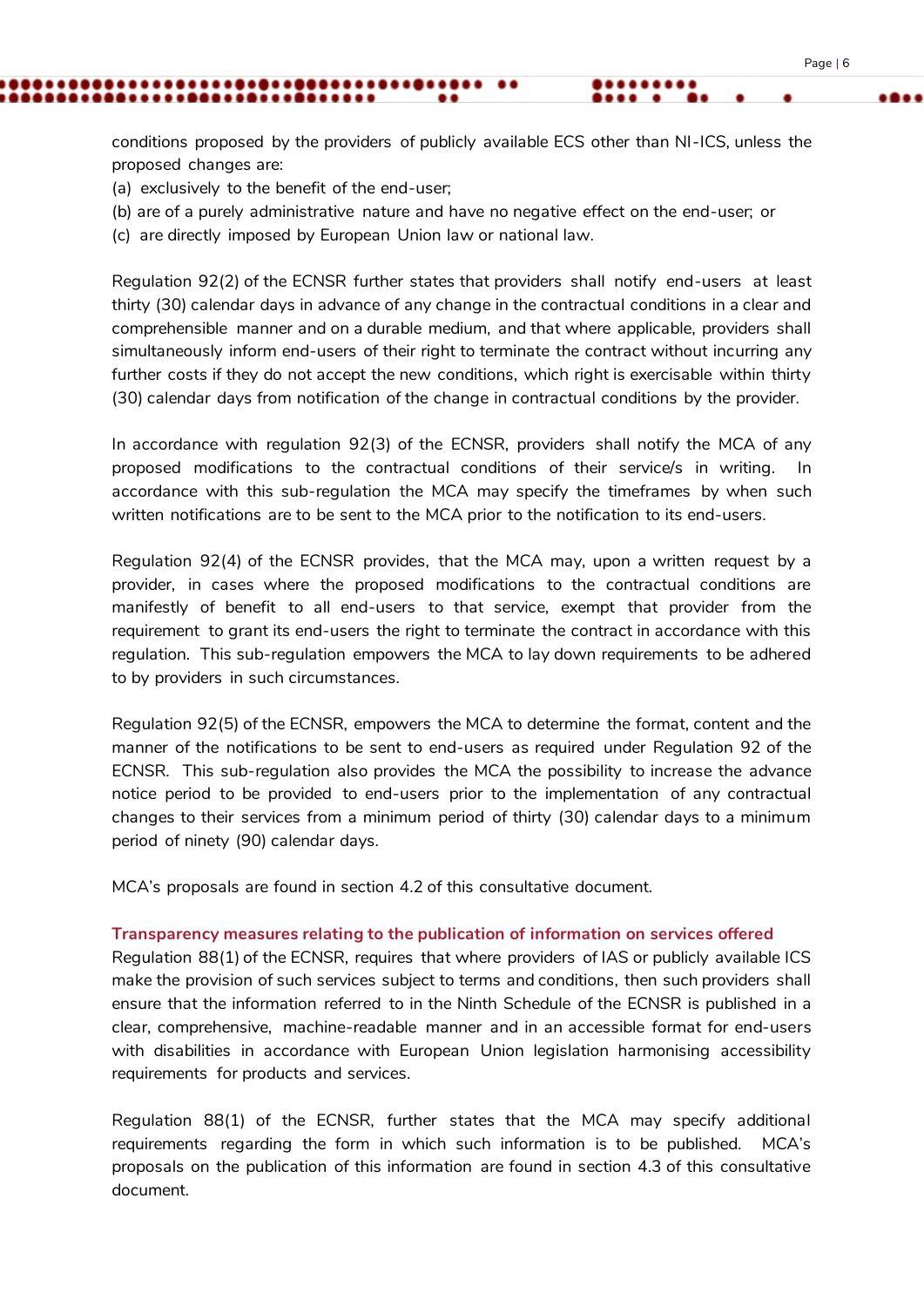conditions proposed by the providers of publicly available ECS other than NI-ICS, unless the proposed changes are:

(a) exclusively to the benefit of the end-user;

(b) are of a purely administrative nature and have no negative effect on the end-user; or

(c) are directly imposed by European Union law or national law.

Regulation 92(2) of the ECNSR further states that providers shall notify end-users at least thirty (30) calendar days in advance of any change in the contractual conditions in a clear and comprehensible manner and on a durable medium, and that where applicable, providers shall simultaneously inform end-users of their right to terminate the contract without incurring any further costs if they do not accept the new conditions, which right is exercisable within thirty (30) calendar days from notification of the change in contractual conditions by the provider.

In accordance with regulation 92(3) of the ECNSR, providers shall notify the MCA of any proposed modifications to the contractual conditions of their service/s in writing. In accordance with this sub-regulation the MCA may specify the timeframes by when such written notifications are to be sent to the MCA prior to the notification to its end-users.

Regulation 92(4) of the ECNSR provides, that the MCA may, upon a written request by a provider, in cases where the proposed modifications to the contractual conditions are manifestly of benefit to all end-users to that service, exempt that provider from the requirement to grant its end-users the right to terminate the contract in accordance with this regulation. This sub-regulation empowers the MCA to lay down requirements to be adhered to by providers in such circumstances.

Regulation 92(5) of the ECNSR, empowers the MCA to determine the format, content and the manner of the notifications to be sent to end-users as required under Regulation 92 of the ECNSR. This sub-regulation also provides the MCA the possibility to increase the advance notice period to be provided to end-users prior to the implementation of any contractual changes to their services from a minimum period of thirty (30) calendar days to a minimum period of ninety (90) calendar days.

MCA's proposals are found in section 4.2 of this consultative document.

**Transparency measures relating to the publication of information on services offered**

Regulation 88(1) of the ECNSR, requires that where providers of IAS or publicly available ICS make the provision of such services subject to terms and conditions, then such providers shall ensure that the information referred to in the Ninth Schedule of the ECNSR is published in a clear, comprehensive, machine-readable manner and in an accessible format for end-users with disabilities in accordance with European Union legislation harmonising accessibility requirements for products and services.

Regulation 88(1) of the ECNSR, further states that the MCA may specify additional requirements regarding the form in which such information is to be published. MCA's proposals on the publication of this information are found in section 4.3 of this consultative document.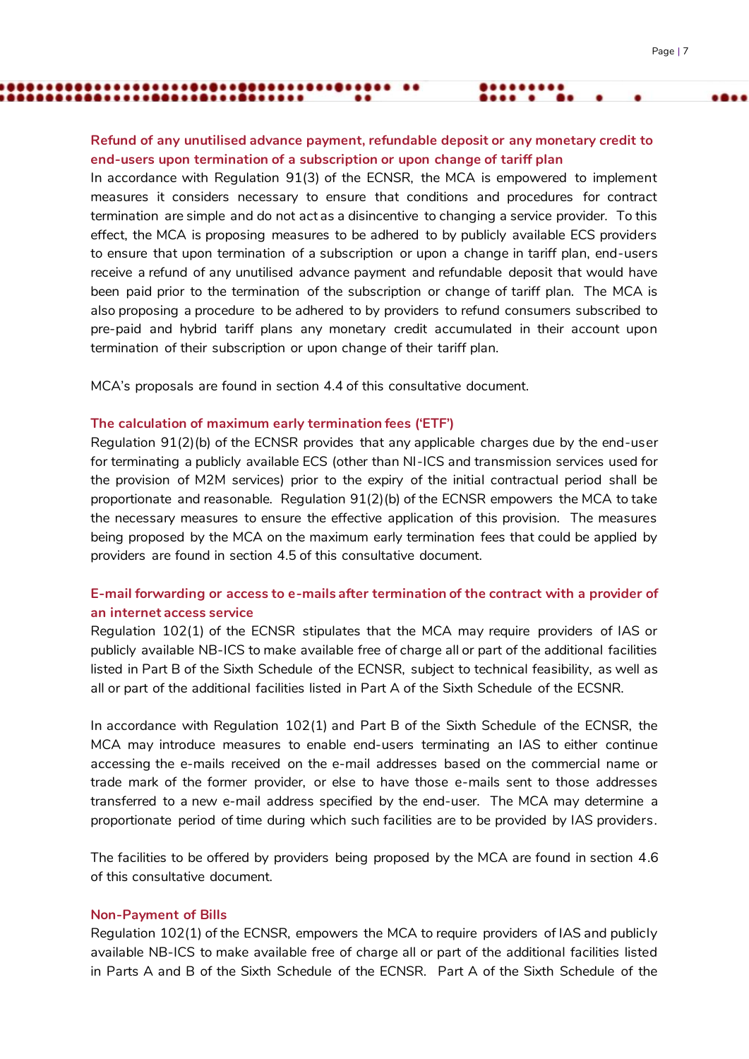### Refund of any unutilised advance payment, refundable deposit or any monetary credit to end-users upon termination of a subscription or upon change of tariff plan

In accordance with Regulation 91(3) of the ECNSR, the MCA is empowered to implement measures it considers necessary to ensure that conditions and procedures for contract termination are simple and do not act as a disincentive to changing a service provider. To this effect, the MCA is proposing measures to be adhered to by publicly available ECS providers to ensure that upon termination of a subscription or upon a change in tariff plan, end-users receive a refund of any unutilised advance payment and refundable deposit that would have been paid prior to the termination of the subscription or change of tariff plan. The MCA is also proposing a procedure to be adhered to by providers to refund consumers subscribed to pre-paid and hybrid tariff plans any monetary credit accumulated in their account upon termination of their subscription or upon change of their tariff plan.

MCA's proposals are found in section 4.4 of this consultative document.

### The calculation of maximum early termination fees ('ETF')

Regulation 91(2)(b) of the ECNSR provides that any applicable charges due by the end-user for terminating a publicly available ECS (other than NI-ICS and transmission services used for the provision of M2M services) prior to the expiry of the initial contractual period shall be proportionate and reasonable. Regulation 91(2)(b) of the ECNSR empowers the MCA to take the necessary measures to ensure the effective application of this provision. The measures being proposed by the MCA on the maximum early termination fees that could be applied by providers are found in section 4.5 of this consultative document.

### E-mail forwarding or access to e-mails after termination of the contract with a provider of an internet access service

Regulation 102(1) of the ECNSR stipulates that the MCA may require providers of IAS or publicly available NB-ICS to make available free of charge all or part of the additional facilities listed in Part B of the Sixth Schedule of the ECNSR, subject to technical feasibility, as well as all or part of the additional facilities listed in Part A of the Sixth Schedule of the ECSNR.

In accordance with Regulation 102(1) and Part B of the Sixth Schedule of the ECNSR, the MCA may introduce measures to enable end-users terminating an IAS to either continue accessing the e-mails received on the e-mail addresses based on the commercial name or trade mark of the former provider, or else to have those e-mails sent to those addresses transferred to a new e-mail address specified by the end-user. The MCA may determine a proportionate period of time during which such facilities are to be provided by IAS providers.

The facilities to be offered by providers being proposed by the MCA are found in section 4.6 of this consultative document.

### Non-Payment of Bills

Regulation 102(1) of the ECNSR, empowers the MCA to require providers of IAS and publicly available NB-ICS to make available free of charge all or part of the additional facilities listed in Parts A and B of the Sixth Schedule of the ECNSR. Part A of the Sixth Schedule of the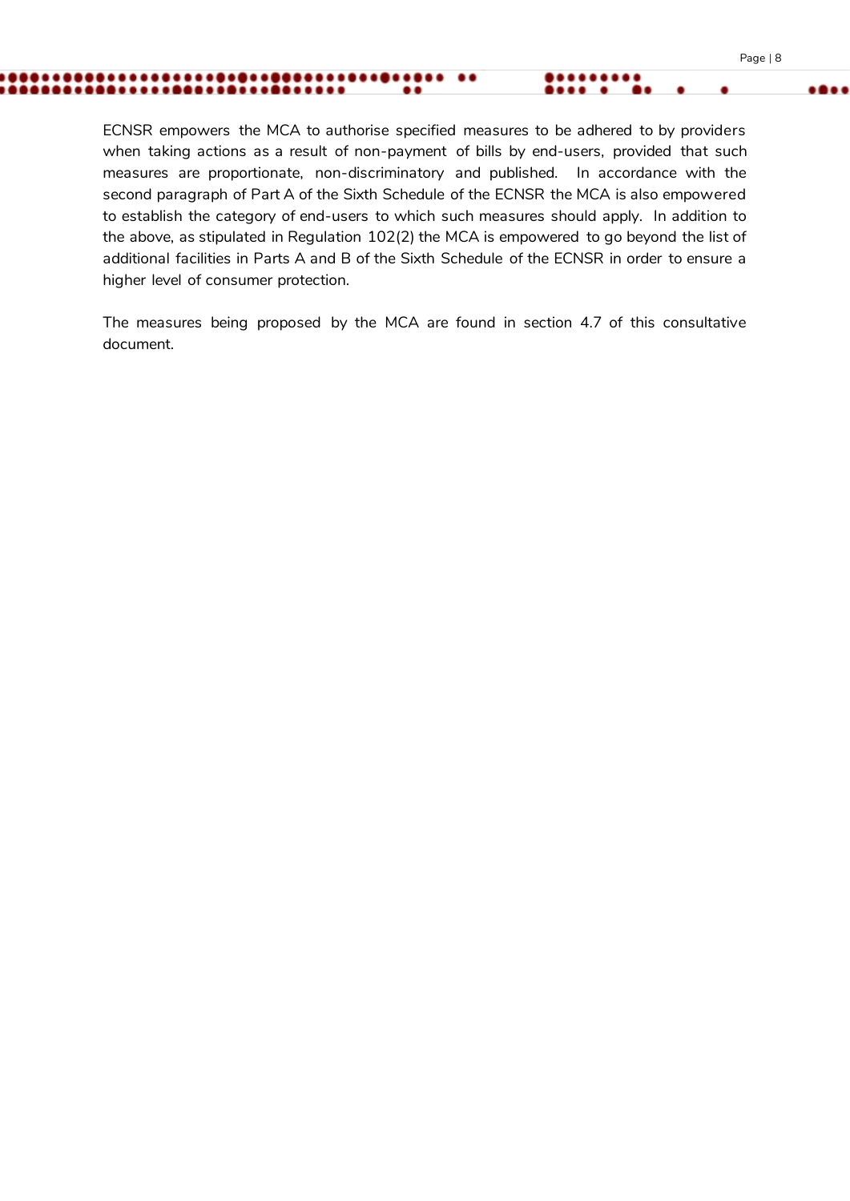ECNSR empowers the MCA to authorise specified measures to be adhered to by providers when taking actions as a result of non-payment of bills by end-users, provided that such measures are proportionate, non-discriminatory and published. In accordance with the second paragraph of Part A of the Sixth Schedule of the ECNSR the MCA is also empowered to establish the category of end-users to which such measures should apply. In addition to the above, as stipulated in Regulation 102(2) the MCA is empowered to go beyond the list of additional facilities in Parts A and B of the Sixth Schedule of the ECNSR in order to ensure a higher level of consumer protection.

The measures being proposed by the MCA are found in section 4.7 of this consultative document.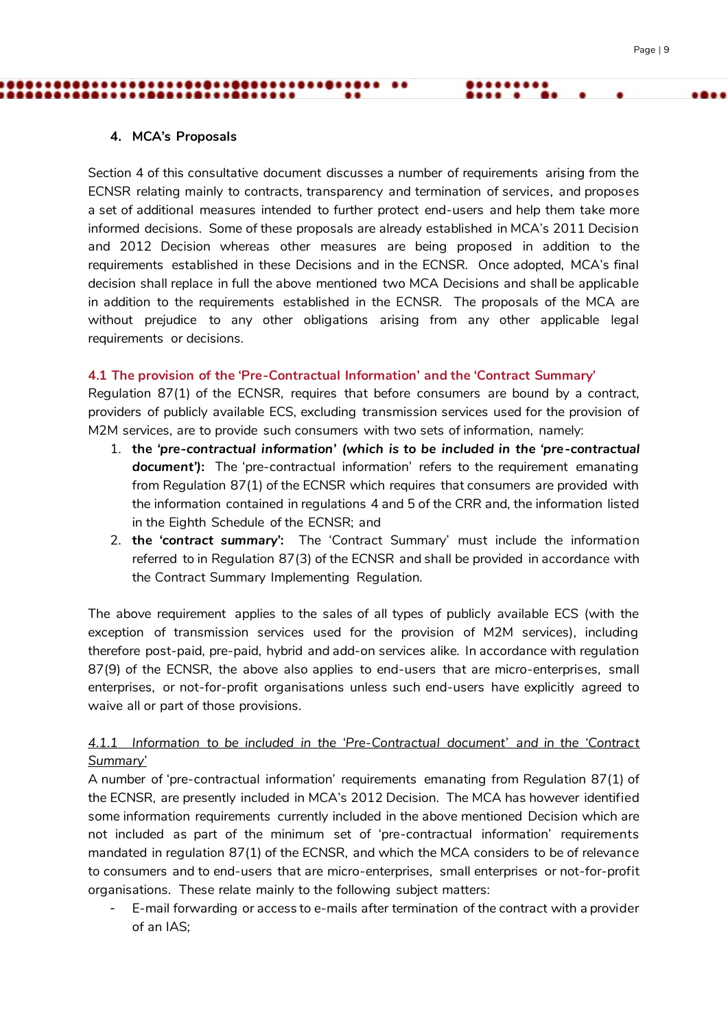## 4. MCA's Proposals

Section 4 of this consultative document discusses a number of requirements arising from the ECNSR relating mainly to contracts, transparency and termination of services, and proposes a set of additional measures intended to further protect end-users and help them take more informed decisions. Some of these proposals are already established in MCA's 2011 Decision and 2012 Decision whereas other measures are being proposed in addition to the requirements established in these Decisions and in the ECNSR. Once adopted, MCA's final decision shall replace in full the above mentioned two MCA Decisions and shall be applicable in addition to the requirements established in the ECNSR. The proposals of the MCA are without prejudice to any other obligations arising from any other applicable legal requirements or decisions.

### 4.1 The provision of the 'Pre-Contractual Information' and the 'Contract Summary'

Regulation 87(1) of the ECNSR, requires that before consumers are bound by a contract, providers of publicly available ECS, excluding transmission services used for the provision of M2M services, are to provide such consumers with two sets of information, namely:

1. **the 'pre-contractual information' *(which is to be included in the 'pre-contractual document')*:** The 'pre-contractual information' refers to the requirement emanating from Regulation 87(1) of the ECNSR which requires that consumers are provided with the information contained in regulations 4 and 5 of the CRR and, the information listed in the Eighth Schedule of the ECNSR; and
2. **the 'contract summary':** The 'Contract Summary' must include the information referred to in Regulation 87(3) of the ECNSR and shall be provided in accordance with the Contract Summary Implementing Regulation.

The above requirement applies to the sales of all types of publicly available ECS (with the exception of transmission services used for the provision of M2M services), including therefore post-paid, pre-paid, hybrid and add-on services alike. In accordance with regulation 87(9) of the ECNSR, the above also applies to end-users that are micro-enterprises, small enterprises, or not-for-profit organisations unless such end-users have explicitly agreed to waive all or part of those provisions.

#### 4.1.1 Information to be included in the 'Pre-Contractual document' and in the 'Contract Summary'

A number of 'pre-contractual information' requirements emanating from Regulation 87(1) of the ECNSR, are presently included in MCA's 2012 Decision. The MCA has however identified some information requirements currently included in the above mentioned Decision which are not included as part of the minimum set of 'pre-contractual information' requirements mandated in regulation 87(1) of the ECNSR, and which the MCA considers to be of relevance to consumers and to end-users that are micro-enterprises, small enterprises or not-for-profit organisations. These relate mainly to the following subject matters:

- E-mail forwarding or access to e-mails after termination of the contract with a provider of an IAS;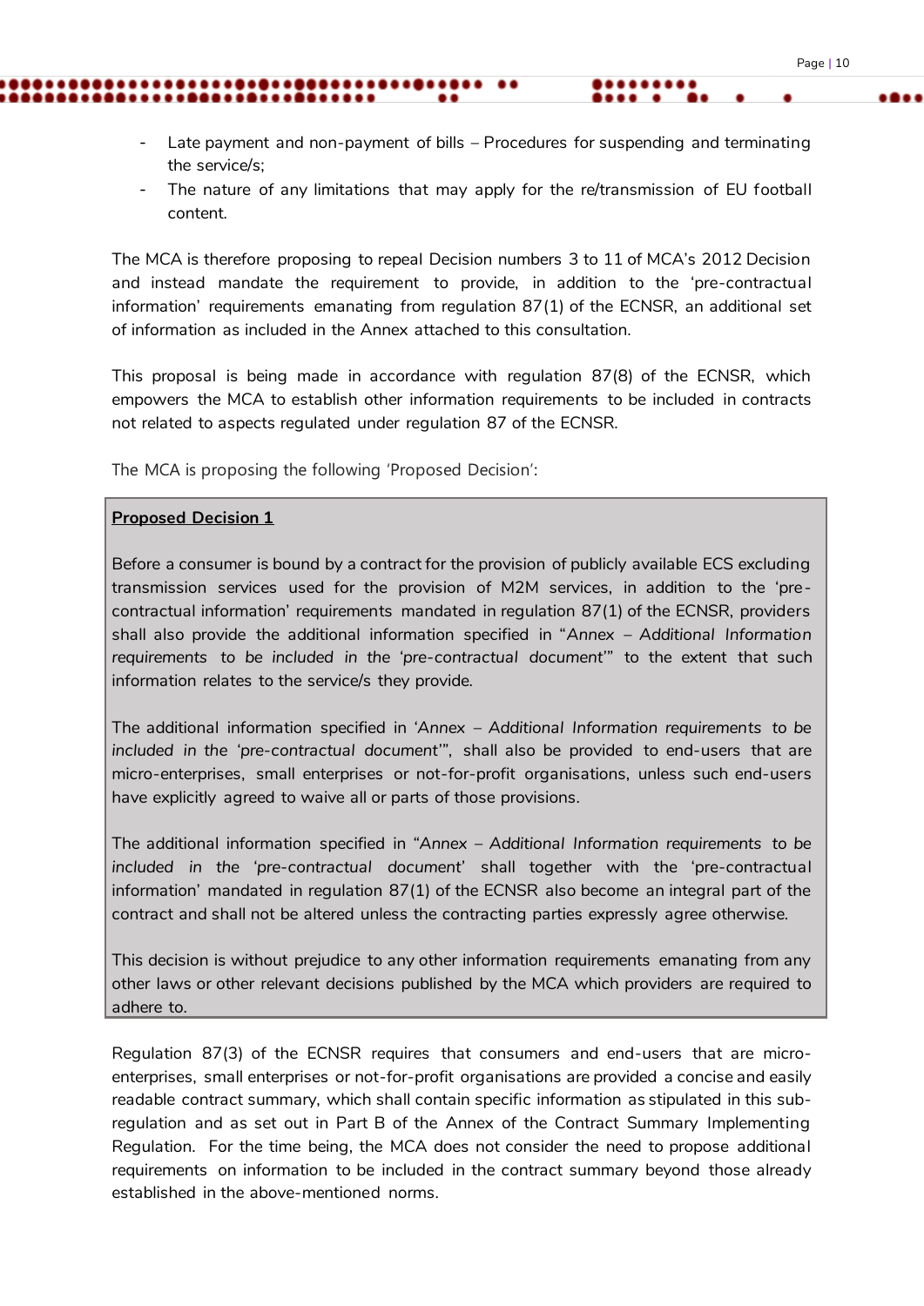- Late payment and non-payment of bills – Procedures for suspending and terminating the service/s;
- The nature of any limitations that may apply for the re/transmission of EU football content.

The MCA is therefore proposing to repeal Decision numbers 3 to 11 of MCA's 2012 Decision and instead mandate the requirement to provide, in addition to the 'pre-contractual information' requirements emanating from regulation 87(1) of the ECNSR, an additional set of information as included in the Annex attached to this consultation.

This proposal is being made in accordance with regulation 87(8) of the ECNSR, which empowers the MCA to establish other information requirements to be included in contracts not related to aspects regulated under regulation 87 of the ECNSR.

The MCA is proposing the following 'Proposed Decision':

> **Proposed Decision 1**
>
> Before a consumer is bound by a contract for the provision of publicly available ECS excluding transmission services used for the provision of M2M services, in addition to the 'pre-contractual information' requirements mandated in regulation 87(1) of the ECNSR, providers shall also provide the additional information specified in "*Annex – Additional Information requirements to be included in the 'pre-contractual document'*" to the extent that such information relates to the service/s they provide.
>
> The additional information specified in '*Annex – Additional Information requirements to be included in the 'pre-contractual document'*", shall also be provided to end-users that are micro-enterprises, small enterprises or not-for-profit organisations, unless such end-users have explicitly agreed to waive all or parts of those provisions.
>
> The additional information specified in "*Annex – Additional Information requirements to be included in the 'pre-contractual document'*' shall together with the 'pre-contractual information' mandated in regulation 87(1) of the ECNSR also become an integral part of the contract and shall not be altered unless the contracting parties expressly agree otherwise.
>
> This decision is without prejudice to any other information requirements emanating from any other laws or other relevant decisions published by the MCA which providers are required to adhere to.

Regulation 87(3) of the ECNSR requires that consumers and end-users that are micro-enterprises, small enterprises or not-for-profit organisations are provided a concise and easily readable contract summary, which shall contain specific information as stipulated in this sub-regulation and as set out in Part B of the Annex of the Contract Summary Implementing Regulation. For the time being, the MCA does not consider the need to propose additional requirements on information to be included in the contract summary beyond those already established in the above-mentioned norms.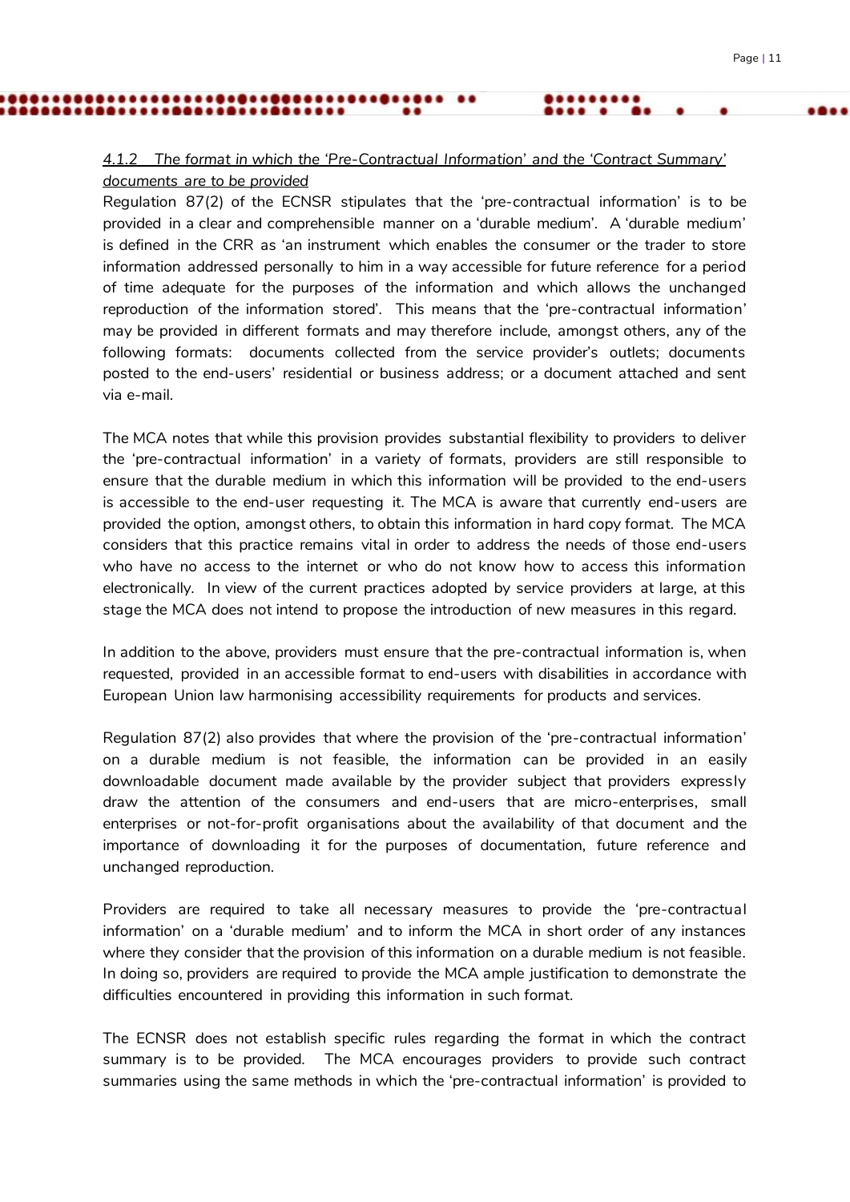#### *4.1.2 The format in which the 'Pre-Contractual Information' and the 'Contract Summary' documents are to be provided*

Regulation 87(2) of the ECNSR stipulates that the 'pre-contractual information' is to be provided in a clear and comprehensible manner on a 'durable medium'. A 'durable medium' is defined in the CRR as 'an instrument which enables the consumer or the trader to store information addressed personally to him in a way accessible for future reference for a period of time adequate for the purposes of the information and which allows the unchanged reproduction of the information stored'. This means that the 'pre-contractual information' may be provided in different formats and may therefore include, amongst others, any of the following formats: documents collected from the service provider's outlets; documents posted to the end-users' residential or business address; or a document attached and sent via e-mail.

The MCA notes that while this provision provides substantial flexibility to providers to deliver the 'pre-contractual information' in a variety of formats, providers are still responsible to ensure that the durable medium in which this information will be provided to the end-users is accessible to the end-user requesting it. The MCA is aware that currently end-users are provided the option, amongst others, to obtain this information in hard copy format. The MCA considers that this practice remains vital in order to address the needs of those end-users who have no access to the internet or who do not know how to access this information electronically. In view of the current practices adopted by service providers at large, at this stage the MCA does not intend to propose the introduction of new measures in this regard.

In addition to the above, providers must ensure that the pre-contractual information is, when requested, provided in an accessible format to end-users with disabilities in accordance with European Union law harmonising accessibility requirements for products and services.

Regulation 87(2) also provides that where the provision of the 'pre-contractual information' on a durable medium is not feasible, the information can be provided in an easily downloadable document made available by the provider subject that providers expressly draw the attention of the consumers and end-users that are micro-enterprises, small enterprises or not-for-profit organisations about the availability of that document and the importance of downloading it for the purposes of documentation, future reference and unchanged reproduction.

Providers are required to take all necessary measures to provide the 'pre-contractual information' on a 'durable medium' and to inform the MCA in short order of any instances where they consider that the provision of this information on a durable medium is not feasible. In doing so, providers are required to provide the MCA ample justification to demonstrate the difficulties encountered in providing this information in such format.

The ECNSR does not establish specific rules regarding the format in which the contract summary is to be provided. The MCA encourages providers to provide such contract summaries using the same methods in which the 'pre-contractual information' is provided to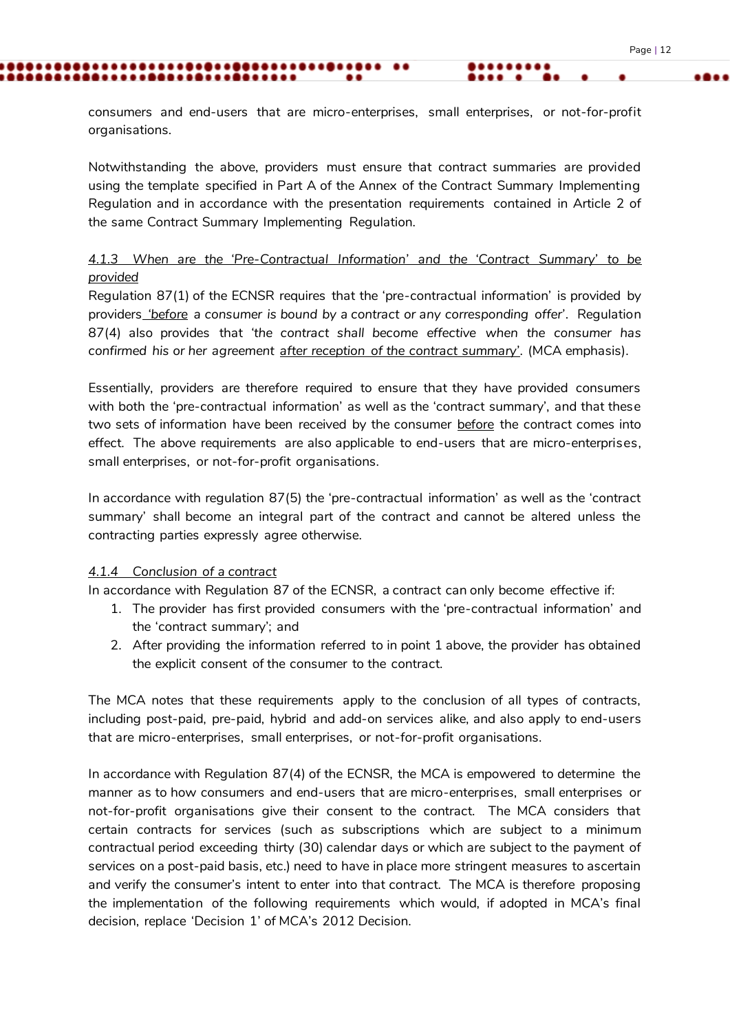consumers and end-users that are micro-enterprises, small enterprises, or not-for-profit organisations.

Notwithstanding the above, providers must ensure that contract summaries are provided using the template specified in Part A of the Annex of the Contract Summary Implementing Regulation and in accordance with the presentation requirements contained in Article 2 of the same Contract Summary Implementing Regulation.

#### *4.1.3 When are the 'Pre-Contractual Information' and the 'Contract Summary' to be provided*

Regulation 87(1) of the ECNSR requires that the 'pre-contractual information' is provided by providers *'before a consumer is bound by a contract or any corresponding offer'*. Regulation 87(4) also provides that *'the contract shall become effective when the consumer has confirmed his or her agreement after reception of the contract summary'*. (MCA emphasis).

Essentially, providers are therefore required to ensure that they have provided consumers with both the 'pre-contractual information' as well as the 'contract summary', and that these two sets of information have been received by the consumer before the contract comes into effect. The above requirements are also applicable to end-users that are micro-enterprises, small enterprises, or not-for-profit organisations.

In accordance with regulation 87(5) the 'pre-contractual information' as well as the 'contract summary' shall become an integral part of the contract and cannot be altered unless the contracting parties expressly agree otherwise.

#### *4.1.4 Conclusion of a contract*

In accordance with Regulation 87 of the ECNSR, a contract can only become effective if:

1. The provider has first provided consumers with the 'pre-contractual information' and the 'contract summary'; and
2. After providing the information referred to in point 1 above, the provider has obtained the explicit consent of the consumer to the contract.

The MCA notes that these requirements apply to the conclusion of all types of contracts, including post-paid, pre-paid, hybrid and add-on services alike, and also apply to end-users that are micro-enterprises, small enterprises, or not-for-profit organisations.

In accordance with Regulation 87(4) of the ECNSR, the MCA is empowered to determine the manner as to how consumers and end-users that are micro-enterprises, small enterprises or not-for-profit organisations give their consent to the contract. The MCA considers that certain contracts for services (such as subscriptions which are subject to a minimum contractual period exceeding thirty (30) calendar days or which are subject to the payment of services on a post-paid basis, etc.) need to have in place more stringent measures to ascertain and verify the consumer's intent to enter into that contract. The MCA is therefore proposing the implementation of the following requirements which would, if adopted in MCA's final decision, replace 'Decision 1' of MCA's 2012 Decision.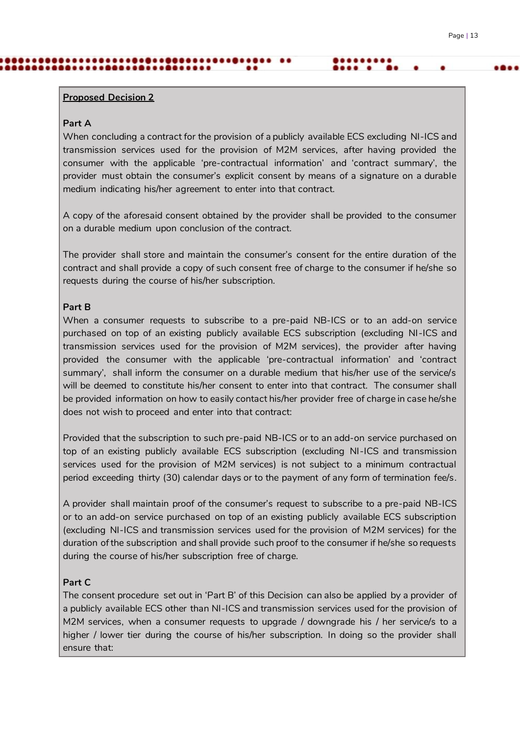**Proposed Decision 2**

**Part A**

When concluding a contract for the provision of a publicly available ECS excluding NI-ICS and transmission services used for the provision of M2M services, after having provided the consumer with the applicable 'pre-contractual information' and 'contract summary', the provider must obtain the consumer's explicit consent by means of a signature on a durable medium indicating his/her agreement to enter into that contract.

A copy of the aforesaid consent obtained by the provider shall be provided to the consumer on a durable medium upon conclusion of the contract.

The provider shall store and maintain the consumer's consent for the entire duration of the contract and shall provide a copy of such consent free of charge to the consumer if he/she so requests during the course of his/her subscription.

**Part B**

When a consumer requests to subscribe to a pre-paid NB-ICS or to an add-on service purchased on top of an existing publicly available ECS subscription (excluding NI-ICS and transmission services used for the provision of M2M services), the provider after having provided the consumer with the applicable 'pre-contractual information' and 'contract summary', shall inform the consumer on a durable medium that his/her use of the service/s will be deemed to constitute his/her consent to enter into that contract. The consumer shall be provided information on how to easily contact his/her provider free of charge in case he/she does not wish to proceed and enter into that contract:

Provided that the subscription to such pre-paid NB-ICS or to an add-on service purchased on top of an existing publicly available ECS subscription (excluding NI-ICS and transmission services used for the provision of M2M services) is not subject to a minimum contractual period exceeding thirty (30) calendar days or to the payment of any form of termination fee/s.

A provider shall maintain proof of the consumer's request to subscribe to a pre-paid NB-ICS or to an add-on service purchased on top of an existing publicly available ECS subscription (excluding NI-ICS and transmission services used for the provision of M2M services) for the duration of the subscription and shall provide such proof to the consumer if he/she so requests during the course of his/her subscription free of charge.

**Part C**

The consent procedure set out in 'Part B' of this Decision can also be applied by a provider of a publicly available ECS other than NI-ICS and transmission services used for the provision of M2M services, when a consumer requests to upgrade / downgrade his / her service/s to a higher / lower tier during the course of his/her subscription. In doing so the provider shall ensure that: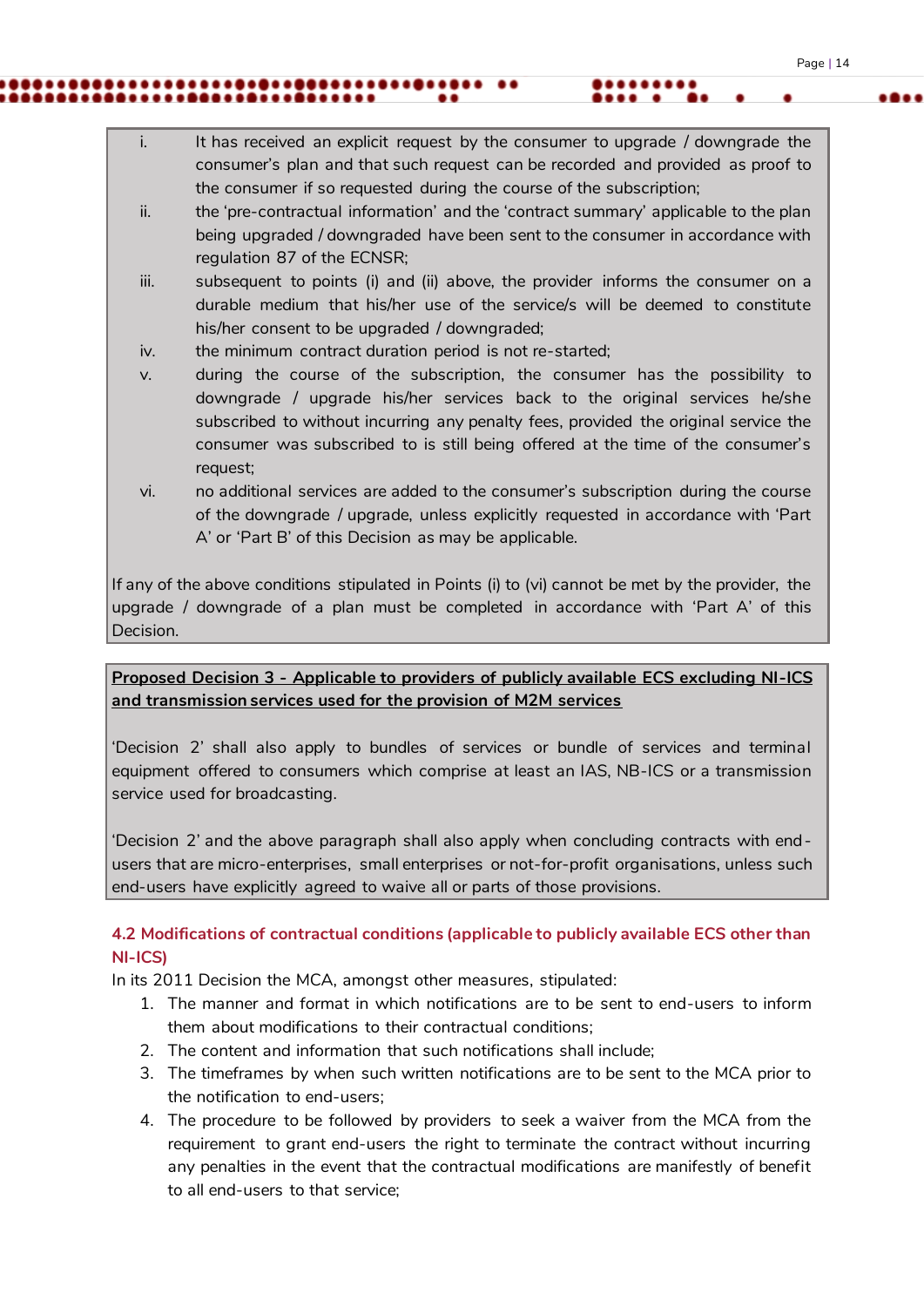i. It has received an explicit request by the consumer to upgrade / downgrade the consumer's plan and that such request can be recorded and provided as proof to the consumer if so requested during the course of the subscription;

ii. the 'pre-contractual information' and the 'contract summary' applicable to the plan being upgraded / downgraded have been sent to the consumer in accordance with regulation 87 of the ECNSR;

iii. subsequent to points (i) and (ii) above, the provider informs the consumer on a durable medium that his/her use of the service/s will be deemed to constitute his/her consent to be upgraded / downgraded;

iv. the minimum contract duration period is not re-started;

v. during the course of the subscription, the consumer has the possibility to downgrade / upgrade his/her services back to the original services he/she subscribed to without incurring any penalty fees, provided the original service the consumer was subscribed to is still being offered at the time of the consumer's request;

vi. no additional services are added to the consumer's subscription during the course of the downgrade / upgrade, unless explicitly requested in accordance with 'Part A' or 'Part B' of this Decision as may be applicable.

If any of the above conditions stipulated in Points (i) to (vi) cannot be met by the provider, the upgrade / downgrade of a plan must be completed in accordance with 'Part A' of this Decision.

**Proposed Decision 3 - Applicable to providers of publicly available ECS excluding NI-ICS and transmission services used for the provision of M2M services**

'Decision 2' shall also apply to bundles of services or bundle of services and terminal equipment offered to consumers which comprise at least an IAS, NB-ICS or a transmission service used for broadcasting.

'Decision 2' and the above paragraph shall also apply when concluding contracts with end-users that are micro-enterprises, small enterprises or not-for-profit organisations, unless such end-users have explicitly agreed to waive all or parts of those provisions.

### 4.2 Modifications of contractual conditions (applicable to publicly available ECS other than NI-ICS)

In its 2011 Decision the MCA, amongst other measures, stipulated:

1. The manner and format in which notifications are to be sent to end-users to inform them about modifications to their contractual conditions;
2. The content and information that such notifications shall include;
3. The timeframes by when such written notifications are to be sent to the MCA prior to the notification to end-users;
4. The procedure to be followed by providers to seek a waiver from the MCA from the requirement to grant end-users the right to terminate the contract without incurring any penalties in the event that the contractual modifications are manifestly of benefit to all end-users to that service;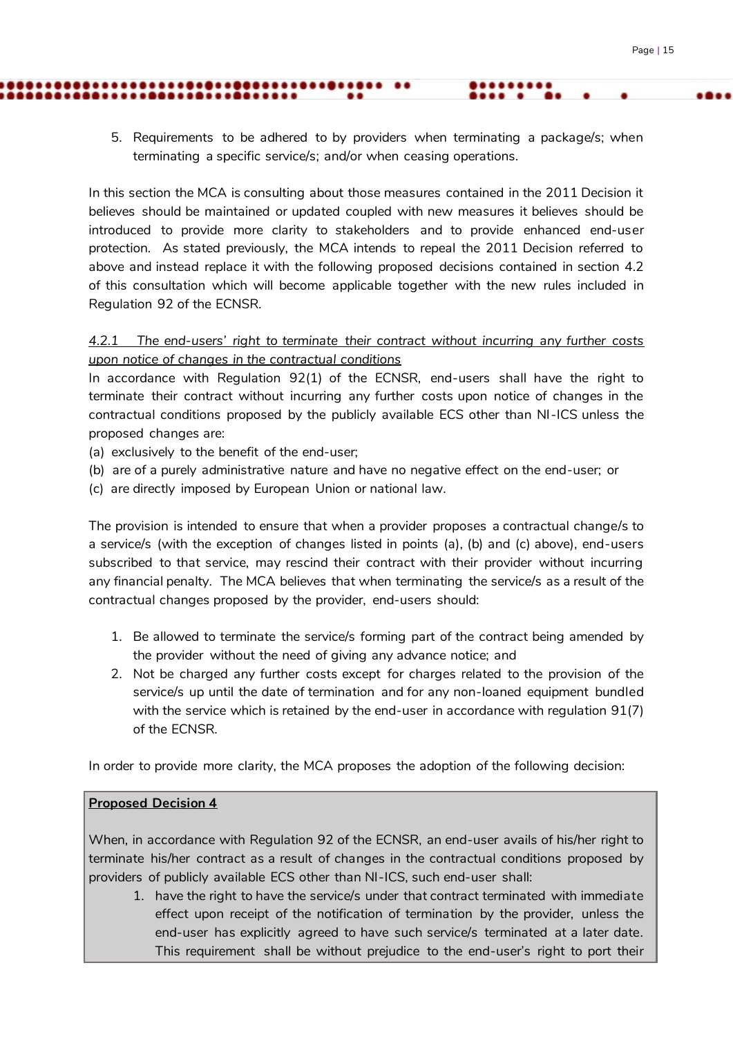5. Requirements to be adhered to by providers when terminating a package/s; when terminating a specific service/s; and/or when ceasing operations.

In this section the MCA is consulting about those measures contained in the 2011 Decision it believes should be maintained or updated coupled with new measures it believes should be introduced to provide more clarity to stakeholders and to provide enhanced end-user protection. As stated previously, the MCA intends to repeal the 2011 Decision referred to above and instead replace it with the following proposed decisions contained in section 4.2 of this consultation which will become applicable together with the new rules included in Regulation 92 of the ECNSR.

#### *4.2.1 The end-users' right to terminate their contract without incurring any further costs upon notice of changes in the contractual conditions*

In accordance with Regulation 92(1) of the ECNSR, end-users shall have the right to terminate their contract without incurring any further costs upon notice of changes in the contractual conditions proposed by the publicly available ECS other than NI-ICS unless the proposed changes are:

(a) exclusively to the benefit of the end-user;
(b) are of a purely administrative nature and have no negative effect on the end-user; or
(c) are directly imposed by European Union or national law.

The provision is intended to ensure that when a provider proposes a contractual change/s to a service/s (with the exception of changes listed in points (a), (b) and (c) above), end-users subscribed to that service, may rescind their contract with their provider without incurring any financial penalty. The MCA believes that when terminating the service/s as a result of the contractual changes proposed by the provider, end-users should:

1. Be allowed to terminate the service/s forming part of the contract being amended by the provider without the need of giving any advance notice; and
2. Not be charged any further costs except for charges related to the provision of the service/s up until the date of termination and for any non-loaned equipment bundled with the service which is retained by the end-user in accordance with regulation 91(7) of the ECNSR.

In order to provide more clarity, the MCA proposes the adoption of the following decision:

**Proposed Decision 4**

When, in accordance with Regulation 92 of the ECNSR, an end-user avails of his/her right to terminate his/her contract as a result of changes in the contractual conditions proposed by providers of publicly available ECS other than NI-ICS, such end-user shall:

1. have the right to have the service/s under that contract terminated with immediate effect upon receipt of the notification of termination by the provider, unless the end-user has explicitly agreed to have such service/s terminated at a later date. This requirement shall be without prejudice to the end-user's right to port their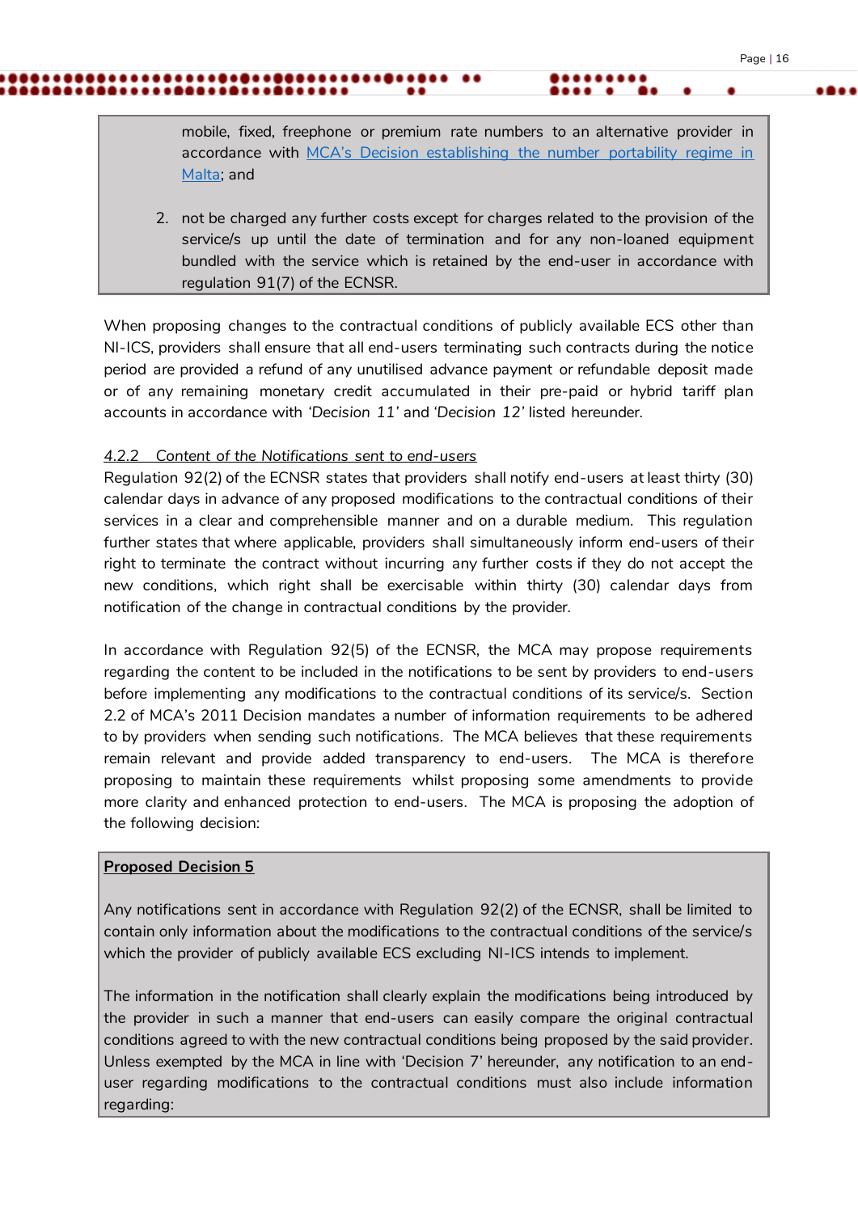mobile, fixed, freephone or premium rate numbers to an alternative provider in accordance with [MCA's Decision establishing the number portability regime in Malta](); and

2. not be charged any further costs except for charges related to the provision of the service/s up until the date of termination and for any non-loaned equipment bundled with the service which is retained by the end-user in accordance with regulation 91(7) of the ECNSR.

When proposing changes to the contractual conditions of publicly available ECS other than NI-ICS, providers shall ensure that all end-users terminating such contracts during the notice period are provided a refund of any unutilised advance payment or refundable deposit made or of any remaining monetary credit accumulated in their pre-paid or hybrid tariff plan accounts in accordance with *'Decision 11'* and *'Decision 12'* listed hereunder.

### *4.2.2 Content of the Notifications sent to end-users*

Regulation 92(2) of the ECNSR states that providers shall notify end-users at least thirty (30) calendar days in advance of any proposed modifications to the contractual conditions of their services in a clear and comprehensible manner and on a durable medium. This regulation further states that where applicable, providers shall simultaneously inform end-users of their right to terminate the contract without incurring any further costs if they do not accept the new conditions, which right shall be exercisable within thirty (30) calendar days from notification of the change in contractual conditions by the provider.

In accordance with Regulation 92(5) of the ECNSR, the MCA may propose requirements regarding the content to be included in the notifications to be sent by providers to end-users before implementing any modifications to the contractual conditions of its service/s. Section 2.2 of MCA's 2011 Decision mandates a number of information requirements to be adhered to by providers when sending such notifications. The MCA believes that these requirements remain relevant and provide added transparency to end-users. The MCA is therefore proposing to maintain these requirements whilst proposing some amendments to provide more clarity and enhanced protection to end-users. The MCA is proposing the adoption of the following decision:

**Proposed Decision 5**

Any notifications sent in accordance with Regulation 92(2) of the ECNSR, shall be limited to contain only information about the modifications to the contractual conditions of the service/s which the provider of publicly available ECS excluding NI-ICS intends to implement.

The information in the notification shall clearly explain the modifications being introduced by the provider in such a manner that end-users can easily compare the original contractual conditions agreed to with the new contractual conditions being proposed by the said provider. Unless exempted by the MCA in line with 'Decision 7' hereunder, any notification to an end-user regarding modifications to the contractual conditions must also include information regarding: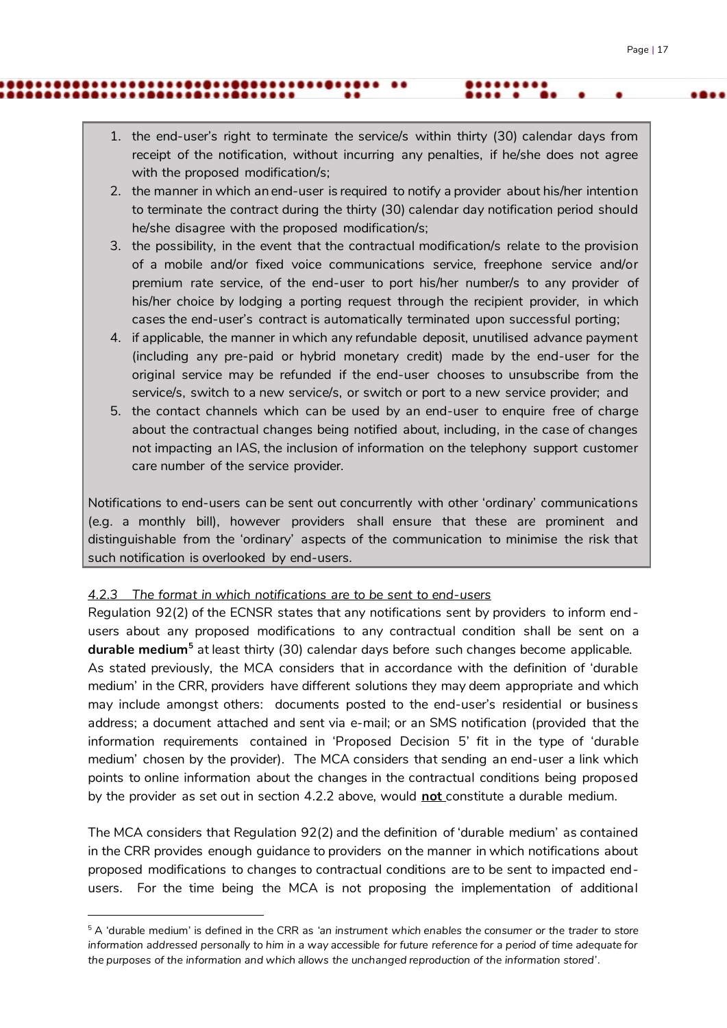1. the end-user's right to terminate the service/s within thirty (30) calendar days from receipt of the notification, without incurring any penalties, if he/she does not agree with the proposed modification/s;
2. the manner in which an end-user is required to notify a provider about his/her intention to terminate the contract during the thirty (30) calendar day notification period should he/she disagree with the proposed modification/s;
3. the possibility, in the event that the contractual modification/s relate to the provision of a mobile and/or fixed voice communications service, freephone service and/or premium rate service, of the end-user to port his/her number/s to any provider of his/her choice by lodging a porting request through the recipient provider, in which cases the end-user's contract is automatically terminated upon successful porting;
4. if applicable, the manner in which any refundable deposit, unutilised advance payment (including any pre-paid or hybrid monetary credit) made by the end-user for the original service may be refunded if the end-user chooses to unsubscribe from the service/s, switch to a new service/s, or switch or port to a new service provider; and
5. the contact channels which can be used by an end-user to enquire free of charge about the contractual changes being notified about, including, in the case of changes not impacting an IAS, the inclusion of information on the telephony support customer care number of the service provider.

Notifications to end-users can be sent out concurrently with other 'ordinary' communications (e.g. a monthly bill), however providers shall ensure that these are prominent and distinguishable from the 'ordinary' aspects of the communication to minimise the risk that such notification is overlooked by end-users.

#### *4.2.3 The format in which notifications are to be sent to end-users*

Regulation 92(2) of the ECNSR states that any notifications sent by providers to inform end-users about any proposed modifications to any contractual condition shall be sent on a **durable medium**[5] at least thirty (30) calendar days before such changes become applicable. As stated previously, the MCA considers that in accordance with the definition of 'durable medium' in the CRR, providers have different solutions they may deem appropriate and which may include amongst others: documents posted to the end-user's residential or business address; a document attached and sent via e-mail; or an SMS notification (provided that the information requirements contained in 'Proposed Decision 5' fit in the type of 'durable medium' chosen by the provider). The MCA considers that sending an end-user a link which points to online information about the changes in the contractual conditions being proposed by the provider as set out in section 4.2.2 above, would **not** constitute a durable medium.

The MCA considers that Regulation 92(2) and the definition of 'durable medium' as contained in the CRR provides enough guidance to providers on the manner in which notifications about proposed modifications to changes to contractual conditions are to be sent to impacted end-users. For the time being the MCA is not proposing the implementation of additional

[5] A 'durable medium' is defined in the CRR as *'an instrument which enables the consumer or the trader to store information addressed personally to him in a way accessible for future reference for a period of time adequate for the purposes of the information and which allows the unchanged reproduction of the information stored'*.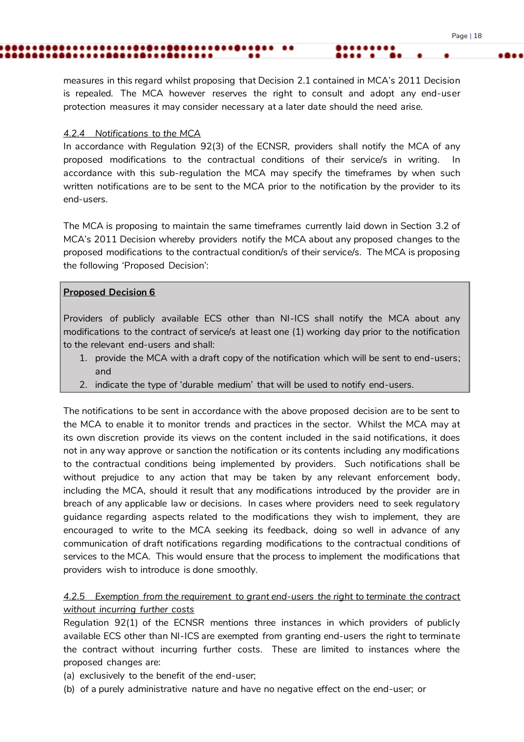measures in this regard whilst proposing that Decision 2.1 contained in MCA's 2011 Decision is repealed. The MCA however reserves the right to consult and adopt any end-user protection measures it may consider necessary at a later date should the need arise.

#### *4.2.4 Notifications to the MCA*

In accordance with Regulation 92(3) of the ECNSR, providers shall notify the MCA of any proposed modifications to the contractual conditions of their service/s in writing. In accordance with this sub-regulation the MCA may specify the timeframes by when such written notifications are to be sent to the MCA prior to the notification by the provider to its end-users.

The MCA is proposing to maintain the same timeframes currently laid down in Section 3.2 of MCA's 2011 Decision whereby providers notify the MCA about any proposed changes to the proposed modifications to the contractual condition/s of their service/s. The MCA is proposing the following 'Proposed Decision':

> **Proposed Decision 6**
>
> Providers of publicly available ECS other than NI-ICS shall notify the MCA about any modifications to the contract of service/s at least one (1) working day prior to the notification to the relevant end-users and shall:
>
> 1. provide the MCA with a draft copy of the notification which will be sent to end-users; and
> 2. indicate the type of 'durable medium' that will be used to notify end-users.

The notifications to be sent in accordance with the above proposed decision are to be sent to the MCA to enable it to monitor trends and practices in the sector. Whilst the MCA may at its own discretion provide its views on the content included in the said notifications, it does not in any way approve or sanction the notification or its contents including any modifications to the contractual conditions being implemented by providers. Such notifications shall be without prejudice to any action that may be taken by any relevant enforcement body, including the MCA, should it result that any modifications introduced by the provider are in breach of any applicable law or decisions. In cases where providers need to seek regulatory guidance regarding aspects related to the modifications they wish to implement, they are encouraged to write to the MCA seeking its feedback, doing so well in advance of any communication of draft notifications regarding modifications to the contractual conditions of services to the MCA. This would ensure that the process to implement the modifications that providers wish to introduce is done smoothly.

#### *4.2.5 Exemption from the requirement to grant end-users the right to terminate the contract without incurring further costs*

Regulation 92(1) of the ECNSR mentions three instances in which providers of publicly available ECS other than NI-ICS are exempted from granting end-users the right to terminate the contract without incurring further costs. These are limited to instances where the proposed changes are:

(a) exclusively to the benefit of the end-user;

(b) of a purely administrative nature and have no negative effect on the end-user; or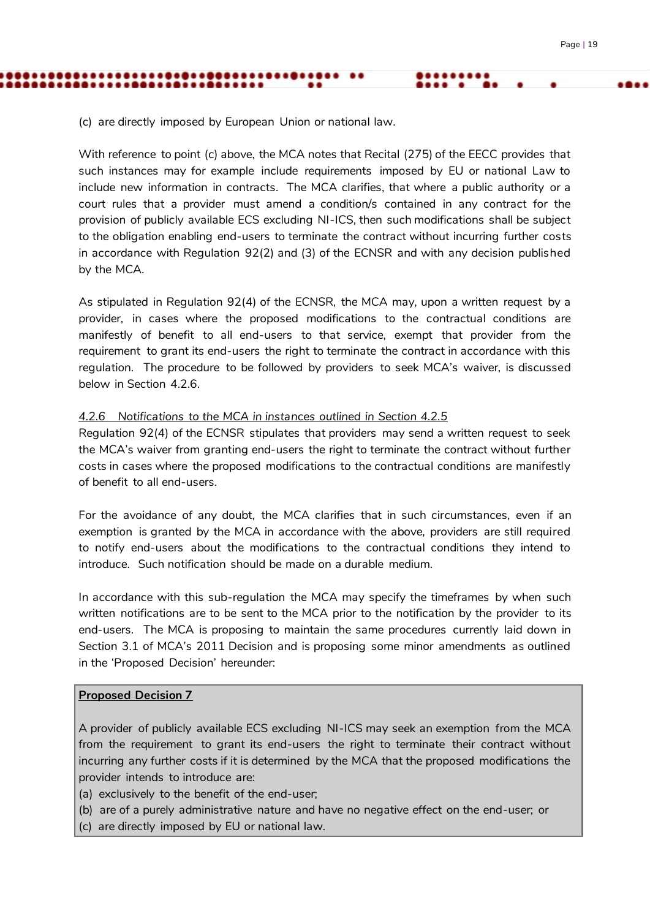(c) are directly imposed by European Union or national law.

With reference to point (c) above, the MCA notes that Recital (275) of the EECC provides that such instances may for example include requirements imposed by EU or national Law to include new information in contracts. The MCA clarifies, that where a public authority or a court rules that a provider must amend a condition/s contained in any contract for the provision of publicly available ECS excluding NI-ICS, then such modifications shall be subject to the obligation enabling end-users to terminate the contract without incurring further costs in accordance with Regulation 92(2) and (3) of the ECNSR and with any decision published by the MCA.

As stipulated in Regulation 92(4) of the ECNSR, the MCA may, upon a written request by a provider, in cases where the proposed modifications to the contractual conditions are manifestly of benefit to all end-users to that service, exempt that provider from the requirement to grant its end-users the right to terminate the contract in accordance with this regulation. The procedure to be followed by providers to seek MCA's waiver, is discussed below in Section 4.2.6.

#### *4.2.6 Notifications to the MCA in instances outlined in Section 4.2.5*

Regulation 92(4) of the ECNSR stipulates that providers may send a written request to seek the MCA's waiver from granting end-users the right to terminate the contract without further costs in cases where the proposed modifications to the contractual conditions are manifestly of benefit to all end-users.

For the avoidance of any doubt, the MCA clarifies that in such circumstances, even if an exemption is granted by the MCA in accordance with the above, providers are still required to notify end-users about the modifications to the contractual conditions they intend to introduce. Such notification should be made on a durable medium.

In accordance with this sub-regulation the MCA may specify the timeframes by when such written notifications are to be sent to the MCA prior to the notification by the provider to its end-users. The MCA is proposing to maintain the same procedures currently laid down in Section 3.1 of MCA's 2011 Decision and is proposing some minor amendments as outlined in the 'Proposed Decision' hereunder:

**Proposed Decision 7**

A provider of publicly available ECS excluding NI-ICS may seek an exemption from the MCA from the requirement to grant its end-users the right to terminate their contract without incurring any further costs if it is determined by the MCA that the proposed modifications the provider intends to introduce are:

(a) exclusively to the benefit of the end-user;
(b) are of a purely administrative nature and have no negative effect on the end-user; or
(c) are directly imposed by EU or national law.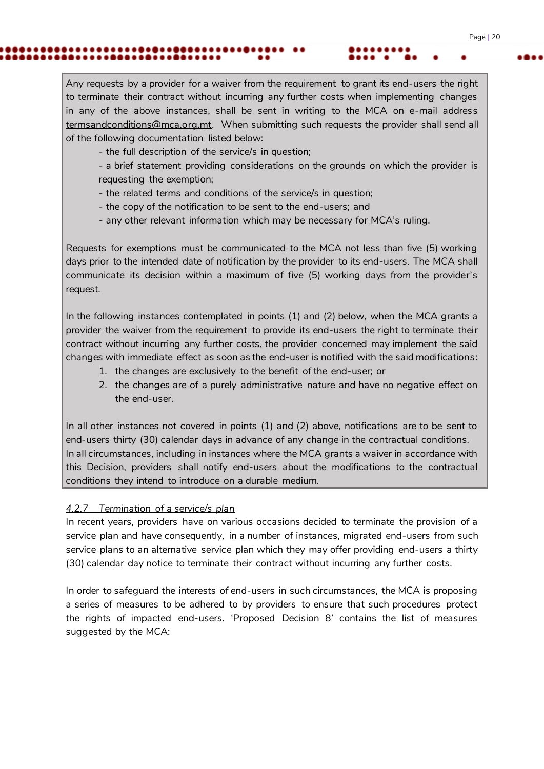Any requests by a provider for a waiver from the requirement to grant its end-users the right to terminate their contract without incurring any further costs when implementing changes in any of the above instances, shall be sent in writing to the MCA on e-mail address termsandconditions@mca.org.mt. When submitting such requests the provider shall send all of the following documentation listed below:

- the full description of the service/s in question;
- a brief statement providing considerations on the grounds on which the provider is requesting the exemption;
- the related terms and conditions of the service/s in question;
- the copy of the notification to be sent to the end-users; and
- any other relevant information which may be necessary for MCA's ruling.

Requests for exemptions must be communicated to the MCA not less than five (5) working days prior to the intended date of notification by the provider to its end-users. The MCA shall communicate its decision within a maximum of five (5) working days from the provider's request.

In the following instances contemplated in points (1) and (2) below, when the MCA grants a provider the waiver from the requirement to provide its end-users the right to terminate their contract without incurring any further costs, the provider concerned may implement the said changes with immediate effect as soon as the end-user is notified with the said modifications:

1. the changes are exclusively to the benefit of the end-user; or
2. the changes are of a purely administrative nature and have no negative effect on the end-user.

In all other instances not covered in points (1) and (2) above, notifications are to be sent to end-users thirty (30) calendar days in advance of any change in the contractual conditions.
In all circumstances, including in instances where the MCA grants a waiver in accordance with this Decision, providers shall notify end-users about the modifications to the contractual conditions they intend to introduce on a durable medium.

#### *4.2.7 Termination of a service/s plan*

In recent years, providers have on various occasions decided to terminate the provision of a service plan and have consequently, in a number of instances, migrated end-users from such service plans to an alternative service plan which they may offer providing end-users a thirty (30) calendar day notice to terminate their contract without incurring any further costs.

In order to safeguard the interests of end-users in such circumstances, the MCA is proposing a series of measures to be adhered to by providers to ensure that such procedures protect the rights of impacted end-users. 'Proposed Decision 8' contains the list of measures suggested by the MCA: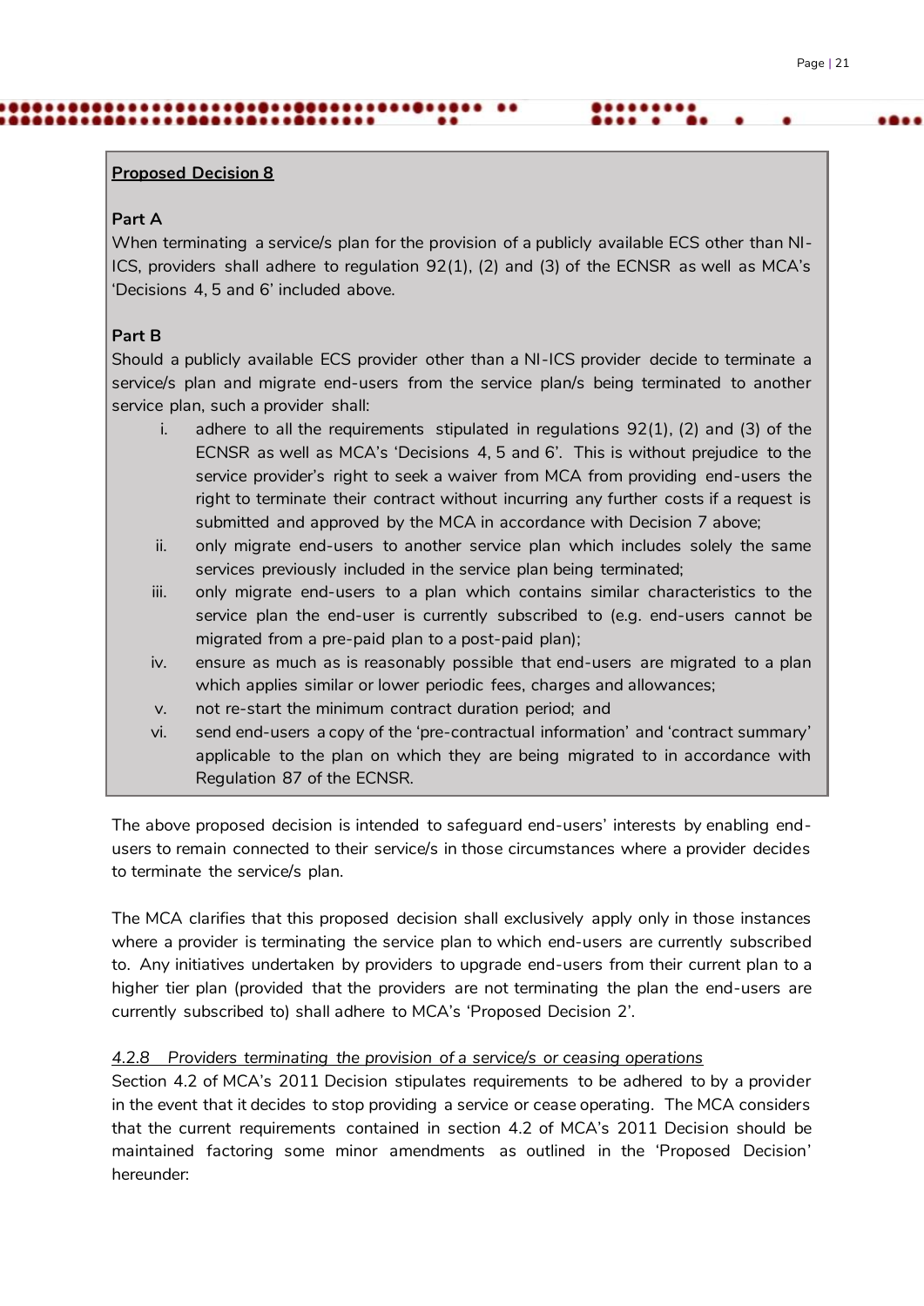**Proposed Decision 8**

**Part A**

When terminating a service/s plan for the provision of a publicly available ECS other than NI-ICS, providers shall adhere to regulation 92(1), (2) and (3) of the ECNSR as well as MCA's 'Decisions 4, 5 and 6' included above.

**Part B**

Should a publicly available ECS provider other than a NI-ICS provider decide to terminate a service/s plan and migrate end-users from the service plan/s being terminated to another service plan, such a provider shall:

i. adhere to all the requirements stipulated in regulations 92(1), (2) and (3) of the ECNSR as well as MCA's 'Decisions 4, 5 and 6'. This is without prejudice to the service provider's right to seek a waiver from MCA from providing end-users the right to terminate their contract without incurring any further costs if a request is submitted and approved by the MCA in accordance with Decision 7 above;
ii. only migrate end-users to another service plan which includes solely the same services previously included in the service plan being terminated;
iii. only migrate end-users to a plan which contains similar characteristics to the service plan the end-user is currently subscribed to (e.g. end-users cannot be migrated from a pre-paid plan to a post-paid plan);
iv. ensure as much as is reasonably possible that end-users are migrated to a plan which applies similar or lower periodic fees, charges and allowances;
v. not re-start the minimum contract duration period; and
vi. send end-users a copy of the 'pre-contractual information' and 'contract summary' applicable to the plan on which they are being migrated to in accordance with Regulation 87 of the ECNSR.

The above proposed decision is intended to safeguard end-users' interests by enabling end-users to remain connected to their service/s in those circumstances where a provider decides to terminate the service/s plan.

The MCA clarifies that this proposed decision shall exclusively apply only in those instances where a provider is terminating the service plan to which end-users are currently subscribed to. Any initiatives undertaken by providers to upgrade end-users from their current plan to a higher tier plan (provided that the providers are not terminating the plan the end-users are currently subscribed to) shall adhere to MCA's 'Proposed Decision 2'.

### *4.2.8 Providers terminating the provision of a service/s or ceasing operations*

Section 4.2 of MCA's 2011 Decision stipulates requirements to be adhered to by a provider in the event that it decides to stop providing a service or cease operating. The MCA considers that the current requirements contained in section 4.2 of MCA's 2011 Decision should be maintained factoring some minor amendments as outlined in the 'Proposed Decision' hereunder: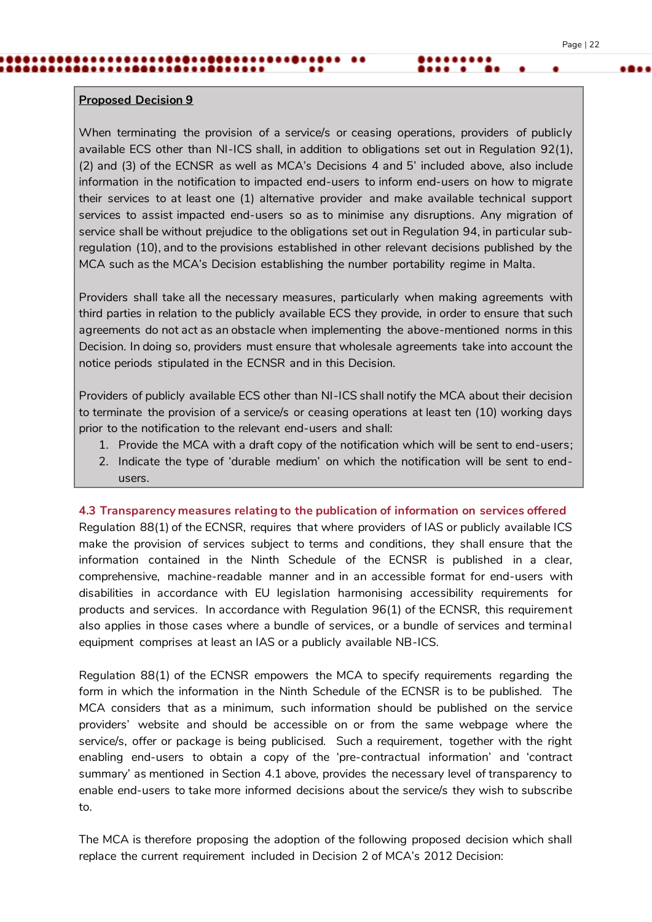**Proposed Decision 9**

When terminating the provision of a service/s or ceasing operations, providers of publicly available ECS other than NI-ICS shall, in addition to obligations set out in Regulation 92(1), (2) and (3) of the ECNSR as well as MCA's Decisions 4 and 5' included above, also include information in the notification to impacted end-users to inform end-users on how to migrate their services to at least one (1) alternative provider and make available technical support services to assist impacted end-users so as to minimise any disruptions. Any migration of service shall be without prejudice to the obligations set out in Regulation 94, in particular sub-regulation (10), and to the provisions established in other relevant decisions published by the MCA such as the MCA's Decision establishing the number portability regime in Malta.

Providers shall take all the necessary measures, particularly when making agreements with third parties in relation to the publicly available ECS they provide, in order to ensure that such agreements do not act as an obstacle when implementing the above-mentioned norms in this Decision. In doing so, providers must ensure that wholesale agreements take into account the notice periods stipulated in the ECNSR and in this Decision.

Providers of publicly available ECS other than NI-ICS shall notify the MCA about their decision to terminate the provision of a service/s or ceasing operations at least ten (10) working days prior to the notification to the relevant end-users and shall:

1. Provide the MCA with a draft copy of the notification which will be sent to end-users;
2. Indicate the type of 'durable medium' on which the notification will be sent to end-users.

### 4.3 Transparency measures relating to the publication of information on services offered

Regulation 88(1) of the ECNSR, requires that where providers of IAS or publicly available ICS make the provision of services subject to terms and conditions, they shall ensure that the information contained in the Ninth Schedule of the ECNSR is published in a clear, comprehensive, machine-readable manner and in an accessible format for end-users with disabilities in accordance with EU legislation harmonising accessibility requirements for products and services. In accordance with Regulation 96(1) of the ECNSR, this requirement also applies in those cases where a bundle of services, or a bundle of services and terminal equipment comprises at least an IAS or a publicly available NB-ICS.

Regulation 88(1) of the ECNSR empowers the MCA to specify requirements regarding the form in which the information in the Ninth Schedule of the ECNSR is to be published. The MCA considers that as a minimum, such information should be published on the service providers' website and should be accessible on or from the same webpage where the service/s, offer or package is being publicised. Such a requirement, together with the right enabling end-users to obtain a copy of the 'pre-contractual information' and 'contract summary' as mentioned in Section 4.1 above, provides the necessary level of transparency to enable end-users to take more informed decisions about the service/s they wish to subscribe to.

The MCA is therefore proposing the adoption of the following proposed decision which shall replace the current requirement included in Decision 2 of MCA's 2012 Decision: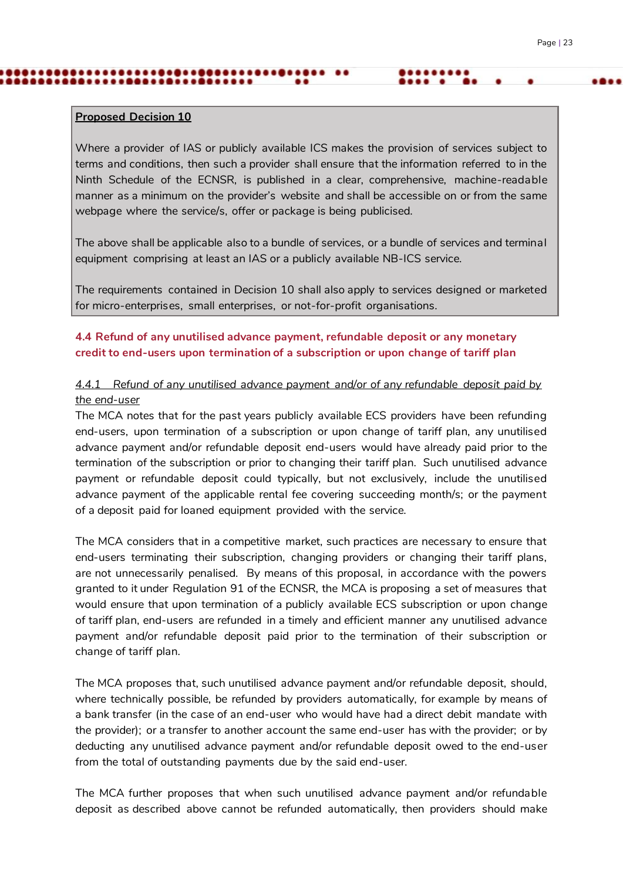**Proposed Decision 10**

Where a provider of IAS or publicly available ICS makes the provision of services subject to terms and conditions, then such a provider shall ensure that the information referred to in the Ninth Schedule of the ECNSR, is published in a clear, comprehensive, machine-readable manner as a minimum on the provider's website and shall be accessible on or from the same webpage where the service/s, offer or package is being publicised.

The above shall be applicable also to a bundle of services, or a bundle of services and terminal equipment comprising at least an IAS or a publicly available NB-ICS service.

The requirements contained in Decision 10 shall also apply to services designed or marketed for micro-enterprises, small enterprises, or not-for-profit organisations.

### 4.4 Refund of any unutilised advance payment, refundable deposit or any monetary credit to end-users upon termination of a subscription or upon change of tariff plan

#### 4.4.1 Refund of any unutilised advance payment and/or of any refundable deposit paid by the end-user

The MCA notes that for the past years publicly available ECS providers have been refunding end-users, upon termination of a subscription or upon change of tariff plan, any unutilised advance payment and/or refundable deposit end-users would have already paid prior to the termination of the subscription or prior to changing their tariff plan. Such unutilised advance payment or refundable deposit could typically, but not exclusively, include the unutilised advance payment of the applicable rental fee covering succeeding month/s; or the payment of a deposit paid for loaned equipment provided with the service.

The MCA considers that in a competitive market, such practices are necessary to ensure that end-users terminating their subscription, changing providers or changing their tariff plans, are not unnecessarily penalised. By means of this proposal, in accordance with the powers granted to it under Regulation 91 of the ECNSR, the MCA is proposing a set of measures that would ensure that upon termination of a publicly available ECS subscription or upon change of tariff plan, end-users are refunded in a timely and efficient manner any unutilised advance payment and/or refundable deposit paid prior to the termination of their subscription or change of tariff plan.

The MCA proposes that, such unutilised advance payment and/or refundable deposit, should, where technically possible, be refunded by providers automatically, for example by means of a bank transfer (in the case of an end-user who would have had a direct debit mandate with the provider); or a transfer to another account the same end-user has with the provider; or by deducting any unutilised advance payment and/or refundable deposit owed to the end-user from the total of outstanding payments due by the said end-user.

The MCA further proposes that when such unutilised advance payment and/or refundable deposit as described above cannot be refunded automatically, then providers should make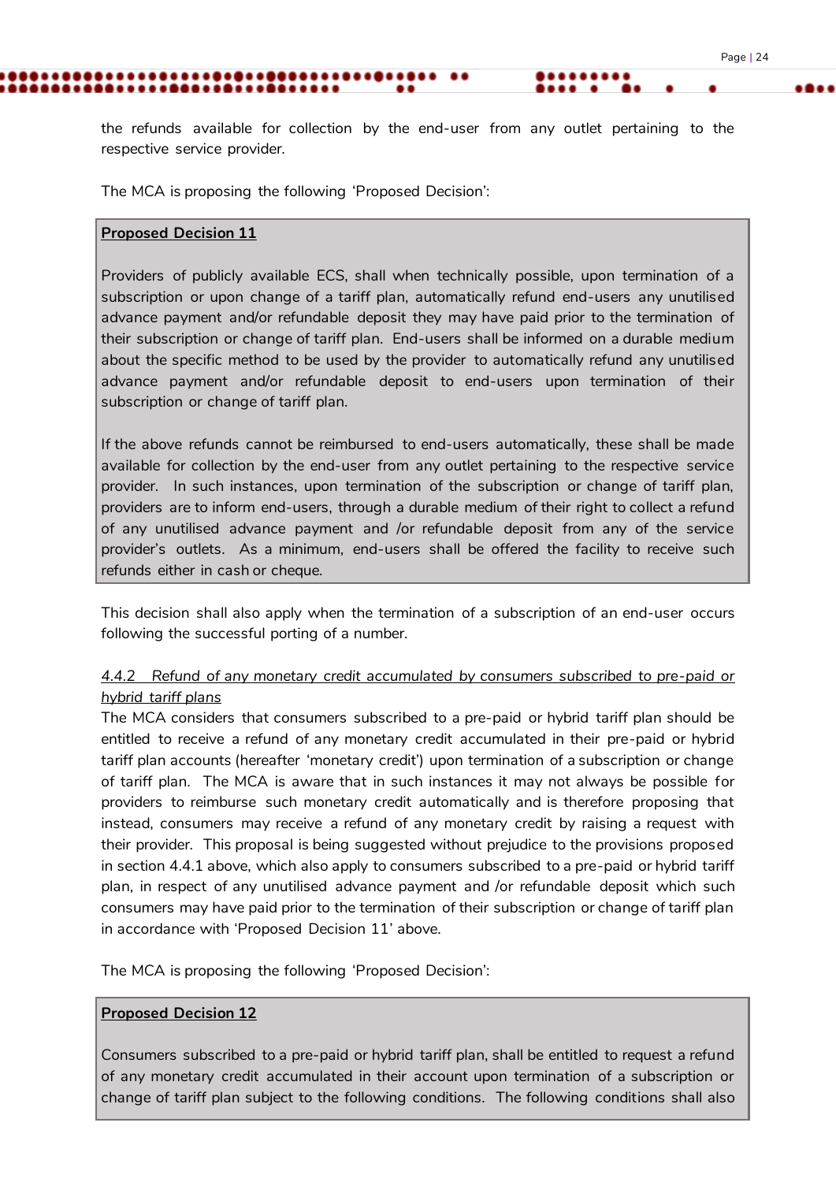the refunds available for collection by the end-user from any outlet pertaining to the respective service provider.

The MCA is proposing the following 'Proposed Decision':

> **Proposed Decision 11**
>
> Providers of publicly available ECS, shall when technically possible, upon termination of a subscription or upon change of a tariff plan, automatically refund end-users any unutilised advance payment and/or refundable deposit they may have paid prior to the termination of their subscription or change of tariff plan. End-users shall be informed on a durable medium about the specific method to be used by the provider to automatically refund any unutilised advance payment and/or refundable deposit to end-users upon termination of their subscription or change of tariff plan.
>
> If the above refunds cannot be reimbursed to end-users automatically, these shall be made available for collection by the end-user from any outlet pertaining to the respective service provider. In such instances, upon termination of the subscription or change of tariff plan, providers are to inform end-users, through a durable medium of their right to collect a refund of any unutilised advance payment and /or refundable deposit from any of the service provider's outlets. As a minimum, end-users shall be offered the facility to receive such refunds either in cash or cheque.

This decision shall also apply when the termination of a subscription of an end-user occurs following the successful porting of a number.

#### 4.4.2 Refund of any monetary credit accumulated by consumers subscribed to pre-paid or hybrid tariff plans

The MCA considers that consumers subscribed to a pre-paid or hybrid tariff plan should be entitled to receive a refund of any monetary credit accumulated in their pre-paid or hybrid tariff plan accounts (hereafter 'monetary credit') upon termination of a subscription or change of tariff plan. The MCA is aware that in such instances it may not always be possible for providers to reimburse such monetary credit automatically and is therefore proposing that instead, consumers may receive a refund of any monetary credit by raising a request with their provider. This proposal is being suggested without prejudice to the provisions proposed in section 4.4.1 above, which also apply to consumers subscribed to a pre-paid or hybrid tariff plan, in respect of any unutilised advance payment and /or refundable deposit which such consumers may have paid prior to the termination of their subscription or change of tariff plan in accordance with 'Proposed Decision 11' above.

The MCA is proposing the following 'Proposed Decision':

> **Proposed Decision 12**
>
> Consumers subscribed to a pre-paid or hybrid tariff plan, shall be entitled to request a refund of any monetary credit accumulated in their account upon termination of a subscription or change of tariff plan subject to the following conditions. The following conditions shall also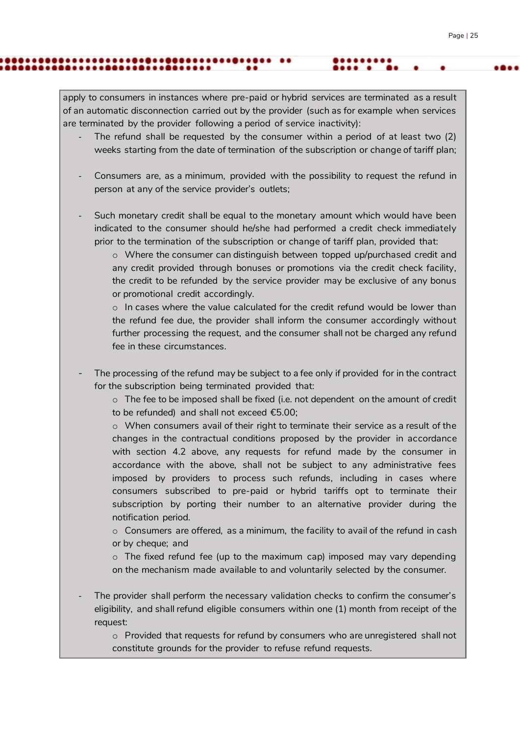apply to consumers in instances where pre-paid or hybrid services are terminated as a result of an automatic disconnection carried out by the provider (such as for example when services are terminated by the provider following a period of service inactivity):

- The refund shall be requested by the consumer within a period of at least two (2) weeks starting from the date of termination of the subscription or change of tariff plan;

- Consumers are, as a minimum, provided with the possibility to request the refund in person at any of the service provider's outlets;

- Such monetary credit shall be equal to the monetary amount which would have been indicated to the consumer should he/she had performed a credit check immediately prior to the termination of the subscription or change of tariff plan, provided that:
  - Where the consumer can distinguish between topped up/purchased credit and any credit provided through bonuses or promotions via the credit check facility, the credit to be refunded by the service provider may be exclusive of any bonus or promotional credit accordingly.
  - In cases where the value calculated for the credit refund would be lower than the refund fee due, the provider shall inform the consumer accordingly without further processing the request, and the consumer shall not be charged any refund fee in these circumstances.

- The processing of the refund may be subject to a fee only if provided for in the contract for the subscription being terminated provided that:
  - The fee to be imposed shall be fixed (i.e. not dependent on the amount of credit to be refunded) and shall not exceed €5.00;
  - When consumers avail of their right to terminate their service as a result of the changes in the contractual conditions proposed by the provider in accordance with section 4.2 above, any requests for refund made by the consumer in accordance with the above, shall not be subject to any administrative fees imposed by providers to process such refunds, including in cases where consumers subscribed to pre-paid or hybrid tariffs opt to terminate their subscription by porting their number to an alternative provider during the notification period.
  - Consumers are offered, as a minimum, the facility to avail of the refund in cash or by cheque; and
  - The fixed refund fee (up to the maximum cap) imposed may vary depending on the mechanism made available to and voluntarily selected by the consumer.

- The provider shall perform the necessary validation checks to confirm the consumer's eligibility, and shall refund eligible consumers within one (1) month from receipt of the request:
  - Provided that requests for refund by consumers who are unregistered shall not constitute grounds for the provider to refuse refund requests.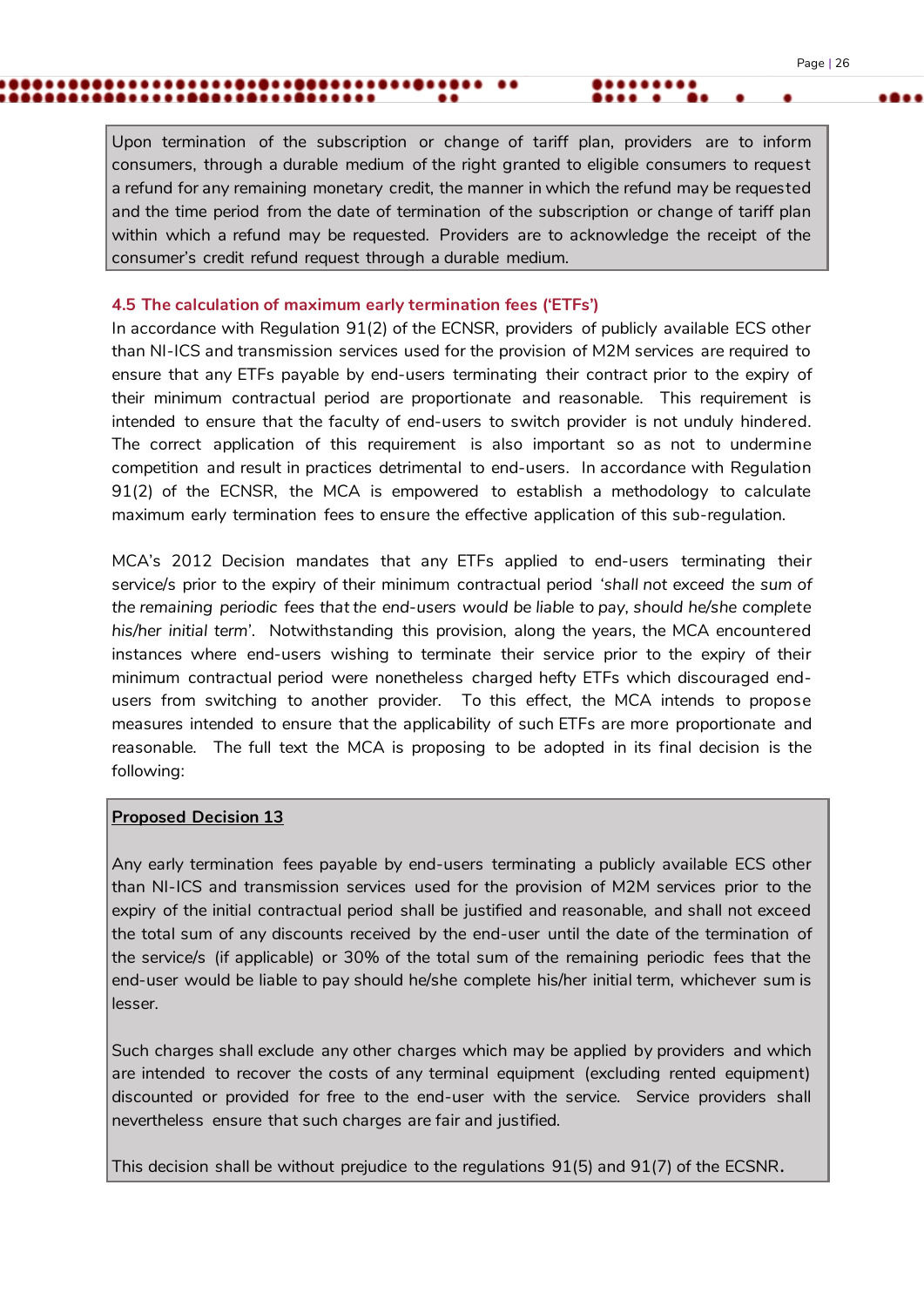Upon termination of the subscription or change of tariff plan, providers are to inform consumers, through a durable medium of the right granted to eligible consumers to request a refund for any remaining monetary credit, the manner in which the refund may be requested and the time period from the date of termination of the subscription or change of tariff plan within which a refund may be requested. Providers are to acknowledge the receipt of the consumer's credit refund request through a durable medium.

### 4.5 The calculation of maximum early termination fees ('ETFs')

In accordance with Regulation 91(2) of the ECNSR, providers of publicly available ECS other than NI-ICS and transmission services used for the provision of M2M services are required to ensure that any ETFs payable by end-users terminating their contract prior to the expiry of their minimum contractual period are proportionate and reasonable. This requirement is intended to ensure that the faculty of end-users to switch provider is not unduly hindered. The correct application of this requirement is also important so as not to undermine competition and result in practices detrimental to end-users. In accordance with Regulation 91(2) of the ECNSR, the MCA is empowered to establish a methodology to calculate maximum early termination fees to ensure the effective application of this sub-regulation.

MCA's 2012 Decision mandates that any ETFs applied to end-users terminating their service/s prior to the expiry of their minimum contractual period '*shall not exceed the sum of the remaining periodic fees that the end-users would be liable to pay, should he/she complete his/her initial term*'. Notwithstanding this provision, along the years, the MCA encountered instances where end-users wishing to terminate their service prior to the expiry of their minimum contractual period were nonetheless charged hefty ETFs which discouraged end-users from switching to another provider. To this effect, the MCA intends to propose measures intended to ensure that the applicability of such ETFs are more proportionate and reasonable. The full text the MCA is proposing to be adopted in its final decision is the following:

**<u>Proposed Decision 13</u>**

Any early termination fees payable by end-users terminating a publicly available ECS other than NI-ICS and transmission services used for the provision of M2M services prior to the expiry of the initial contractual period shall be justified and reasonable, and shall not exceed the total sum of any discounts received by the end-user until the date of the termination of the service/s (if applicable) or 30% of the total sum of the remaining periodic fees that the end-user would be liable to pay should he/she complete his/her initial term, whichever sum is lesser.

Such charges shall exclude any other charges which may be applied by providers and which are intended to recover the costs of any terminal equipment (excluding rented equipment) discounted or provided for free to the end-user with the service. Service providers shall nevertheless ensure that such charges are fair and justified.

This decision shall be without prejudice to the regulations 91(5) and 91(7) of the ECSNR.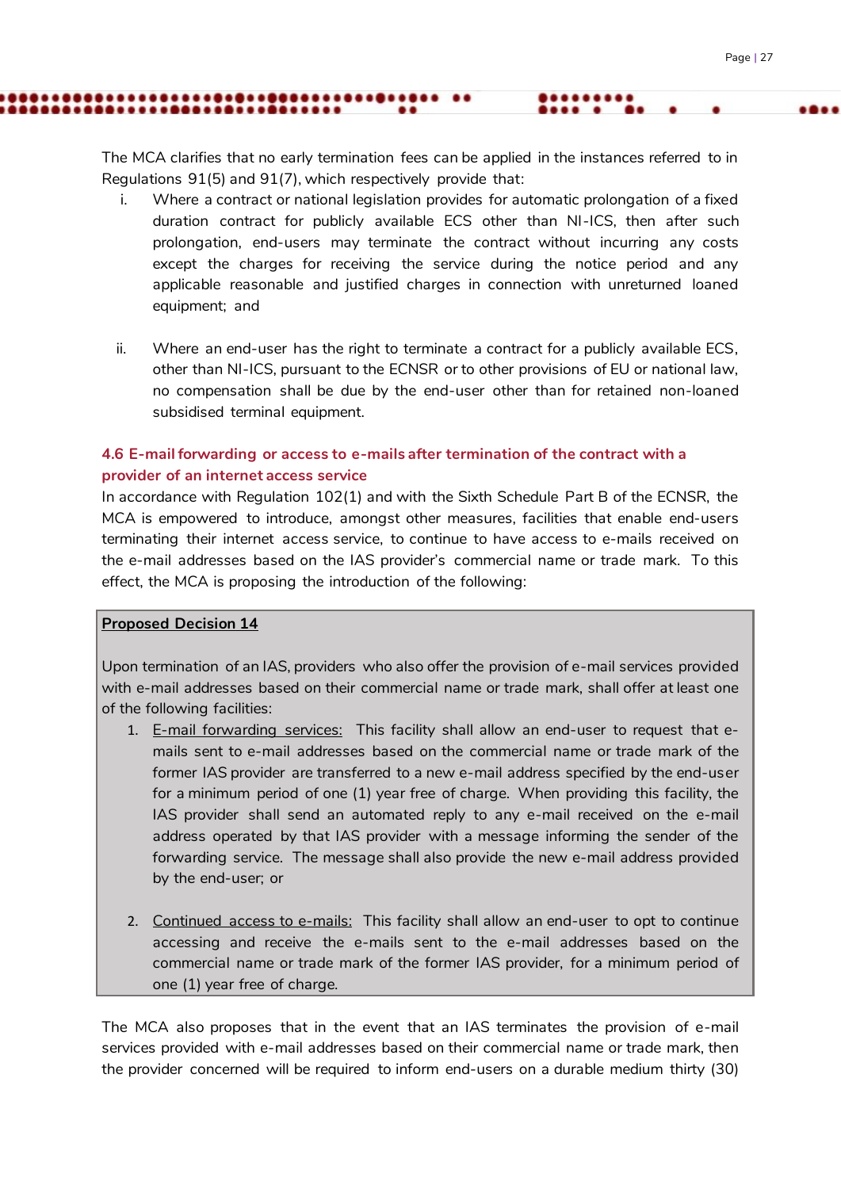The MCA clarifies that no early termination fees can be applied in the instances referred to in Regulations 91(5) and 91(7), which respectively provide that:

i. Where a contract or national legislation provides for automatic prolongation of a fixed duration contract for publicly available ECS other than NI-ICS, then after such prolongation, end-users may terminate the contract without incurring any costs except the charges for receiving the service during the notice period and any applicable reasonable and justified charges in connection with unreturned loaned equipment; and

ii. Where an end-user has the right to terminate a contract for a publicly available ECS, other than NI-ICS, pursuant to the ECNSR or to other provisions of EU or national law, no compensation shall be due by the end-user other than for retained non-loaned subsidised terminal equipment.

### 4.6 E-mail forwarding or access to e-mails after termination of the contract with a provider of an internet access service

In accordance with Regulation 102(1) and with the Sixth Schedule Part B of the ECNSR, the MCA is empowered to introduce, amongst other measures, facilities that enable end-users terminating their internet access service, to continue to have access to e-mails received on the e-mail addresses based on the IAS provider's commercial name or trade mark. To this effect, the MCA is proposing the introduction of the following:

**Proposed Decision 14**

Upon termination of an IAS, providers who also offer the provision of e-mail services provided with e-mail addresses based on their commercial name or trade mark, shall offer at least one of the following facilities:

1. E-mail forwarding services: This facility shall allow an end-user to request that e-mails sent to e-mail addresses based on the commercial name or trade mark of the former IAS provider are transferred to a new e-mail address specified by the end-user for a minimum period of one (1) year free of charge. When providing this facility, the IAS provider shall send an automated reply to any e-mail received on the e-mail address operated by that IAS provider with a message informing the sender of the forwarding service. The message shall also provide the new e-mail address provided by the end-user; or

2. Continued access to e-mails: This facility shall allow an end-user to opt to continue accessing and receive the e-mails sent to the e-mail addresses based on the commercial name or trade mark of the former IAS provider, for a minimum period of one (1) year free of charge.

The MCA also proposes that in the event that an IAS terminates the provision of e-mail services provided with e-mail addresses based on their commercial name or trade mark, then the provider concerned will be required to inform end-users on a durable medium thirty (30)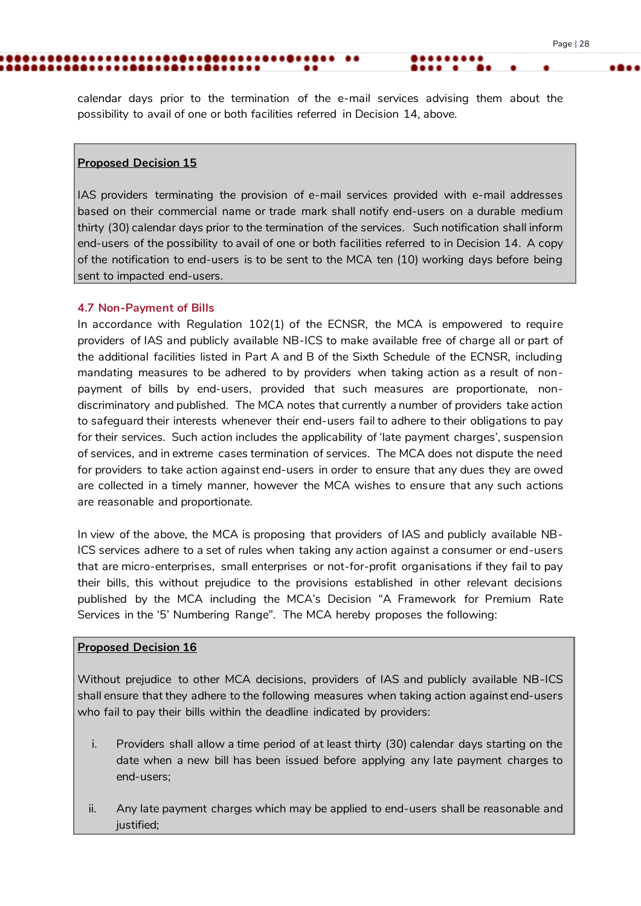calendar days prior to the termination of the e-mail services advising them about the possibility to avail of one or both facilities referred in Decision 14, above.

**Proposed Decision 15**

IAS providers terminating the provision of e-mail services provided with e-mail addresses based on their commercial name or trade mark shall notify end-users on a durable medium thirty (30) calendar days prior to the termination of the services. Such notification shall inform end-users of the possibility to avail of one or both facilities referred to in Decision 14. A copy of the notification to end-users is to be sent to the MCA ten (10) working days before being sent to impacted end-users.

### 4.7 Non-Payment of Bills

In accordance with Regulation 102(1) of the ECNSR, the MCA is empowered to require providers of IAS and publicly available NB-ICS to make available free of charge all or part of the additional facilities listed in Part A and B of the Sixth Schedule of the ECNSR, including mandating measures to be adhered to by providers when taking action as a result of non-payment of bills by end-users, provided that such measures are proportionate, non-discriminatory and published. The MCA notes that currently a number of providers take action to safeguard their interests whenever their end-users fail to adhere to their obligations to pay for their services. Such action includes the applicability of 'late payment charges', suspension of services, and in extreme cases termination of services. The MCA does not dispute the need for providers to take action against end-users in order to ensure that any dues they are owed are collected in a timely manner, however the MCA wishes to ensure that any such actions are reasonable and proportionate.

In view of the above, the MCA is proposing that providers of IAS and publicly available NB-ICS services adhere to a set of rules when taking any action against a consumer or end-users that are micro-enterprises, small enterprises or not-for-profit organisations if they fail to pay their bills, this without prejudice to the provisions established in other relevant decisions published by the MCA including the MCA's Decision "A Framework for Premium Rate Services in the '5' Numbering Range". The MCA hereby proposes the following:

**Proposed Decision 16**

Without prejudice to other MCA decisions, providers of IAS and publicly available NB-ICS shall ensure that they adhere to the following measures when taking action against end-users who fail to pay their bills within the deadline indicated by providers:

i. Providers shall allow a time period of at least thirty (30) calendar days starting on the date when a new bill has been issued before applying any late payment charges to end-users;

ii. Any late payment charges which may be applied to end-users shall be reasonable and justified;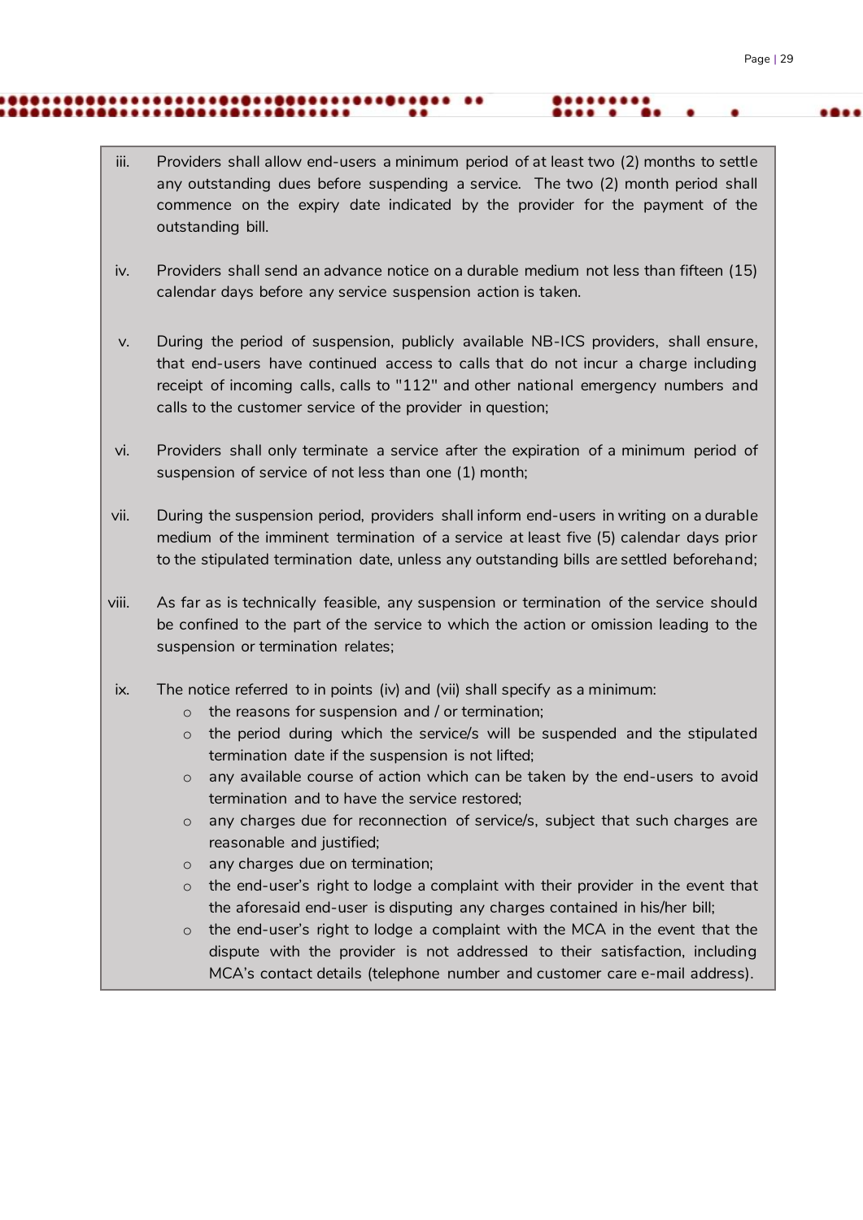iii. Providers shall allow end-users a minimum period of at least two (2) months to settle any outstanding dues before suspending a service. The two (2) month period shall commence on the expiry date indicated by the provider for the payment of the outstanding bill.

iv. Providers shall send an advance notice on a durable medium not less than fifteen (15) calendar days before any service suspension action is taken.

v. During the period of suspension, publicly available NB-ICS providers, shall ensure, that end-users have continued access to calls that do not incur a charge including receipt of incoming calls, calls to "112" and other national emergency numbers and calls to the customer service of the provider in question;

vi. Providers shall only terminate a service after the expiration of a minimum period of suspension of service of not less than one (1) month;

vii. During the suspension period, providers shall inform end-users in writing on a durable medium of the imminent termination of a service at least five (5) calendar days prior to the stipulated termination date, unless any outstanding bills are settled beforehand;

viii. As far as is technically feasible, any suspension or termination of the service should be confined to the part of the service to which the action or omission leading to the suspension or termination relates;

ix. The notice referred to in points (iv) and (vii) shall specify as a minimum:
   - the reasons for suspension and / or termination;
   - the period during which the service/s will be suspended and the stipulated termination date if the suspension is not lifted;
   - any available course of action which can be taken by the end-users to avoid termination and to have the service restored;
   - any charges due for reconnection of service/s, subject that such charges are reasonable and justified;
   - any charges due on termination;
   - the end-user's right to lodge a complaint with their provider in the event that the aforesaid end-user is disputing any charges contained in his/her bill;
   - the end-user's right to lodge a complaint with the MCA in the event that the dispute with the provider is not addressed to their satisfaction, including MCA's contact details (telephone number and customer care e-mail address).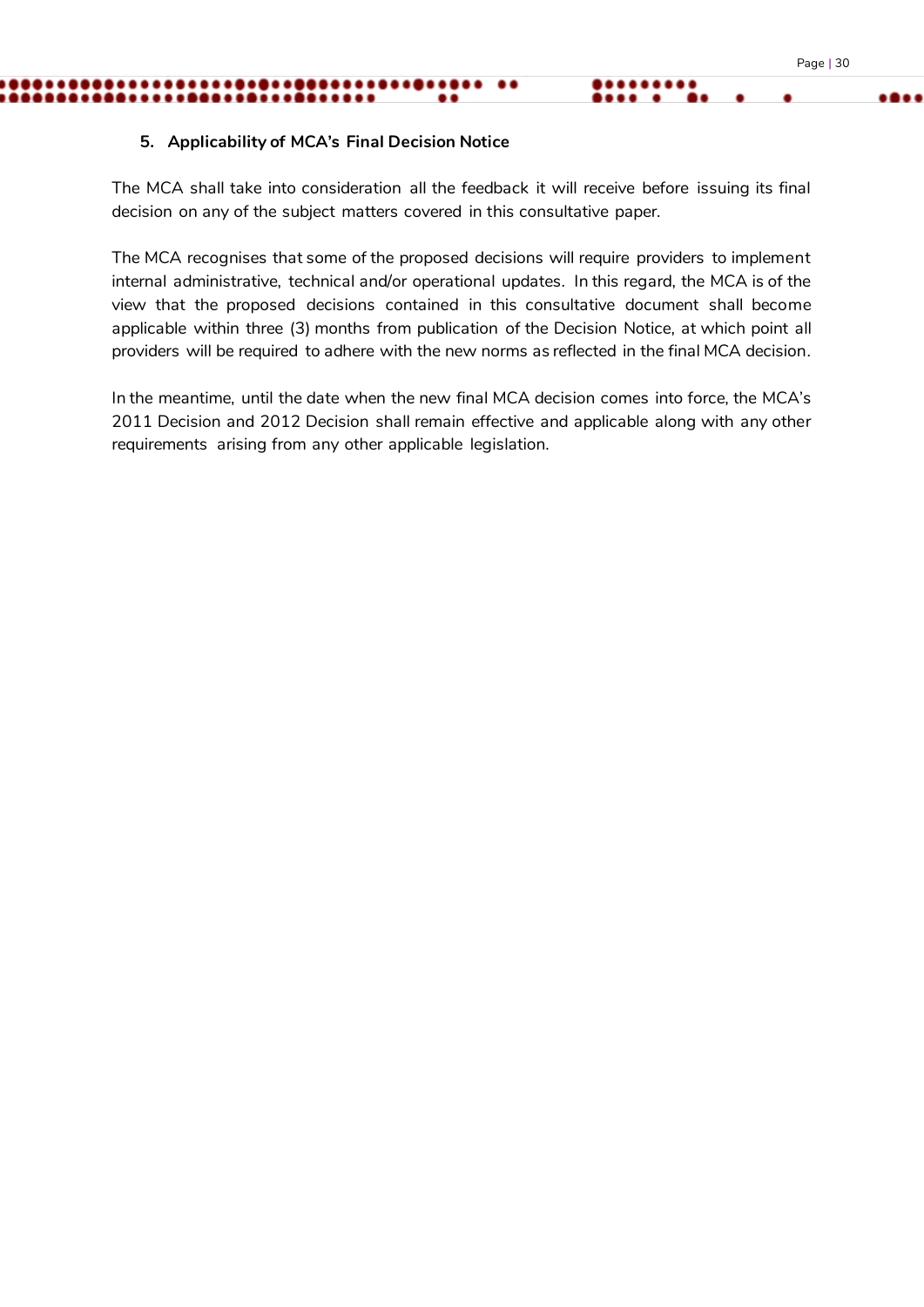## 5. Applicability of MCA's Final Decision Notice

The MCA shall take into consideration all the feedback it will receive before issuing its final decision on any of the subject matters covered in this consultative paper.

The MCA recognises that some of the proposed decisions will require providers to implement internal administrative, technical and/or operational updates. In this regard, the MCA is of the view that the proposed decisions contained in this consultative document shall become applicable within three (3) months from publication of the Decision Notice, at which point all providers will be required to adhere with the new norms as reflected in the final MCA decision.

In the meantime, until the date when the new final MCA decision comes into force, the MCA's 2011 Decision and 2012 Decision shall remain effective and applicable along with any other requirements arising from any other applicable legislation.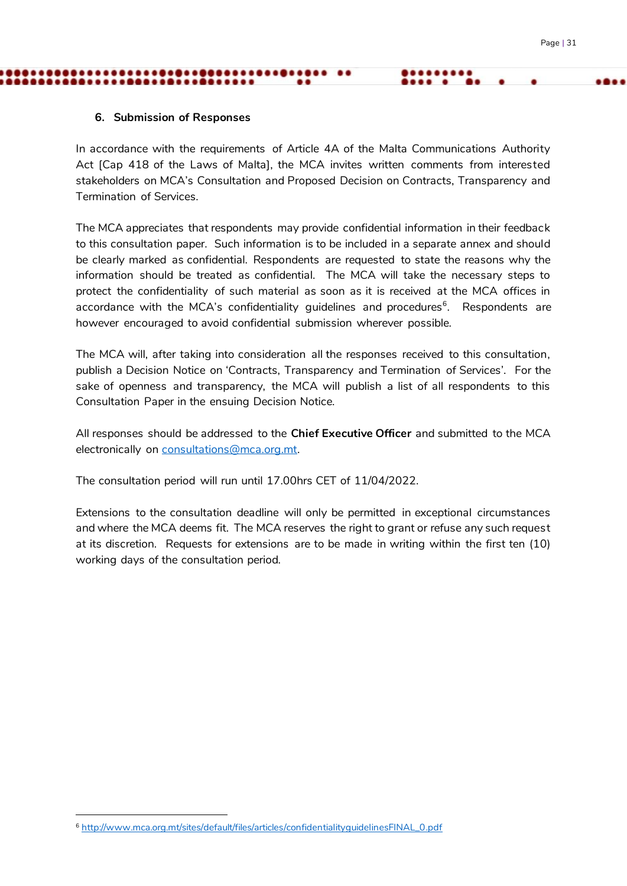## 6. Submission of Responses

In accordance with the requirements of Article 4A of the Malta Communications Authority Act [Cap 418 of the Laws of Malta], the MCA invites written comments from interested stakeholders on MCA's Consultation and Proposed Decision on Contracts, Transparency and Termination of Services.

The MCA appreciates that respondents may provide confidential information in their feedback to this consultation paper. Such information is to be included in a separate annex and should be clearly marked as confidential. Respondents are requested to state the reasons why the information should be treated as confidential. The MCA will take the necessary steps to protect the confidentiality of such material as soon as it is received at the MCA offices in accordance with the MCA's confidentiality guidelines and procedures[6]. Respondents are however encouraged to avoid confidential submission wherever possible.

The MCA will, after taking into consideration all the responses received to this consultation, publish a Decision Notice on 'Contracts, Transparency and Termination of Services'. For the sake of openness and transparency, the MCA will publish a list of all respondents to this Consultation Paper in the ensuing Decision Notice.

All responses should be addressed to the **Chief Executive Officer** and submitted to the MCA electronically on [consultations@mca.org.mt](mailto:consultations@mca.org.mt).

The consultation period will run until 17.00hrs CET of 11/04/2022.

Extensions to the consultation deadline will only be permitted in exceptional circumstances and where the MCA deems fit. The MCA reserves the right to grant or refuse any such request at its discretion. Requests for extensions are to be made in writing within the first ten (10) working days of the consultation period.

---

[6] http://www.mca.org.mt/sites/default/files/articles/confidentialityguidelinesFINAL_0.pdf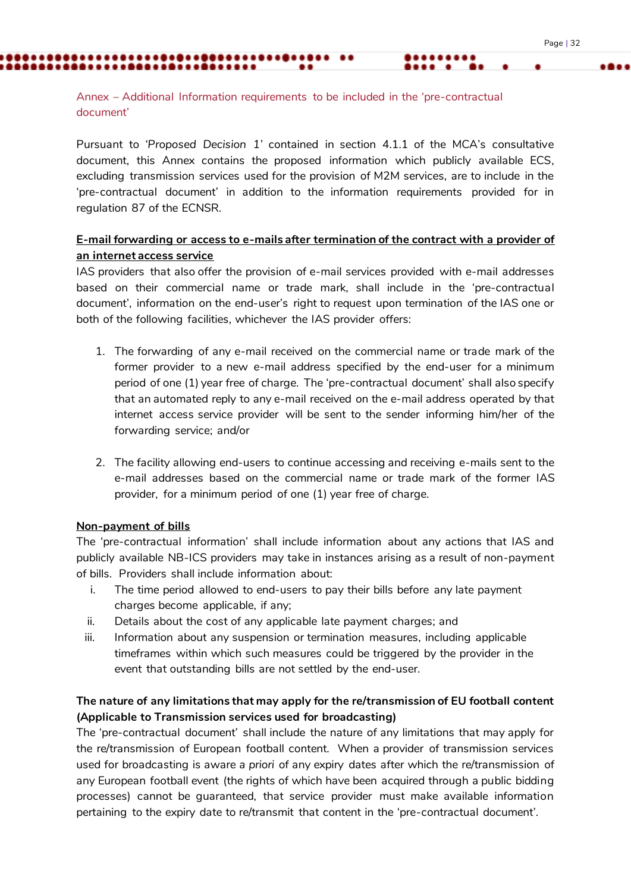## Annex – Additional Information requirements to be included in the 'pre-contractual document'

Pursuant to *'Proposed Decision 1'* contained in section 4.1.1 of the MCA's consultative document, this Annex contains the proposed information which publicly available ECS, excluding transmission services used for the provision of M2M services, are to include in the 'pre-contractual document' in addition to the information requirements provided for in regulation 87 of the ECNSR.

**<u>E-mail forwarding or access to e-mails after termination of the contract with a provider of an internet access service</u>**

IAS providers that also offer the provision of e-mail services provided with e-mail addresses based on their commercial name or trade mark, shall include in the 'pre-contractual document', information on the end-user's right to request upon termination of the IAS one or both of the following facilities, whichever the IAS provider offers:

1. The forwarding of any e-mail received on the commercial name or trade mark of the former provider to a new e-mail address specified by the end-user for a minimum period of one (1) year free of charge. The 'pre-contractual document' shall also specify that an automated reply to any e-mail received on the e-mail address operated by that internet access service provider will be sent to the sender informing him/her of the forwarding service; and/or

2. The facility allowing end-users to continue accessing and receiving e-mails sent to the e-mail addresses based on the commercial name or trade mark of the former IAS provider, for a minimum period of one (1) year free of charge.

**<u>Non-payment of bills</u>**

The 'pre-contractual information' shall include information about any actions that IAS and publicly available NB-ICS providers may take in instances arising as a result of non-payment of bills. Providers shall include information about:

i. The time period allowed to end-users to pay their bills before any late payment charges become applicable, if any;
ii. Details about the cost of any applicable late payment charges; and
iii. Information about any suspension or termination measures, including applicable timeframes within which such measures could be triggered by the provider in the event that outstanding bills are not settled by the end-user.

**The nature of any limitations that may apply for the re/transmission of EU football content (Applicable to Transmission services used for broadcasting)**

The 'pre-contractual document' shall include the nature of any limitations that may apply for the re/transmission of European football content. When a provider of transmission services used for broadcasting is aware *a priori* of any expiry dates after which the re/transmission of any European football event (the rights of which have been acquired through a public bidding processes) cannot be guaranteed, that service provider must make available information pertaining to the expiry date to re/transmit that content in the 'pre-contractual document'.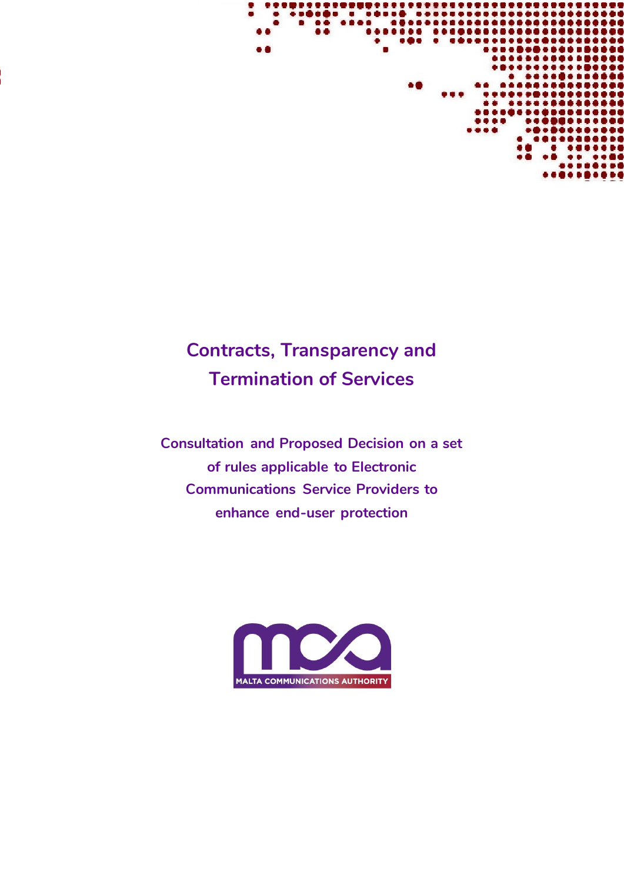# Contracts, Transparency and Termination of Services

**Consultation and Proposed Decision on a set of rules applicable to Electronic Communications Service Providers to enhance end-user protection**

MALTA COMMUNICATIONS AUTHORITY